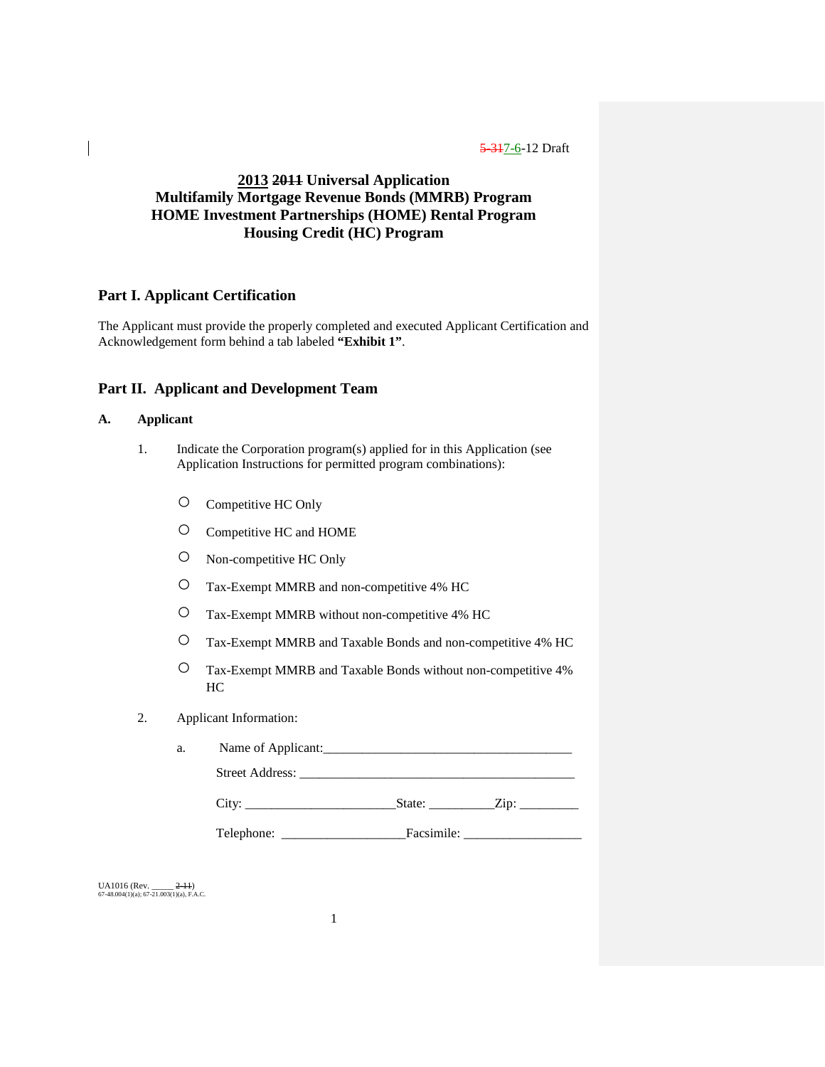5-317-6-12 Draft

# 2013 ~~2011~~ Universal Application
# Multifamily Mortgage Revenue Bonds (MMRB) Program
# HOME Investment Partnerships (HOME) Rental Program
# Housing Credit (HC) Program

## Part I. Applicant Certification

The Applicant must provide the properly completed and executed Applicant Certification and Acknowledgement form behind a tab labeled **"Exhibit 1"**.

## Part II. Applicant and Development Team

### A. Applicant

1. Indicate the Corporation program(s) applied for in this Application (see Application Instructions for permitted program combinations):

   - ○ Competitive HC Only
   - ○ Competitive HC and HOME
   - ○ Non-competitive HC Only
   - ○ Tax-Exempt MMRB and non-competitive 4% HC
   - ○ Tax-Exempt MMRB without non-competitive 4% HC
   - ○ Tax-Exempt MMRB and Taxable Bonds and non-competitive 4% HC
   - ○ Tax-Exempt MMRB and Taxable Bonds without non-competitive 4% HC

2. Applicant Information:

   a. Name of Applicant:_____________________________________

      Street Address: ___________________________________________

      City: ______________________State: __________Zip: _________

      Telephone: __________________Facsimile: __________________

UA1016 (Rev. _____ ~~2-11~~)
67-48.004(1)(a); 67-21.003(1)(a), F.A.C.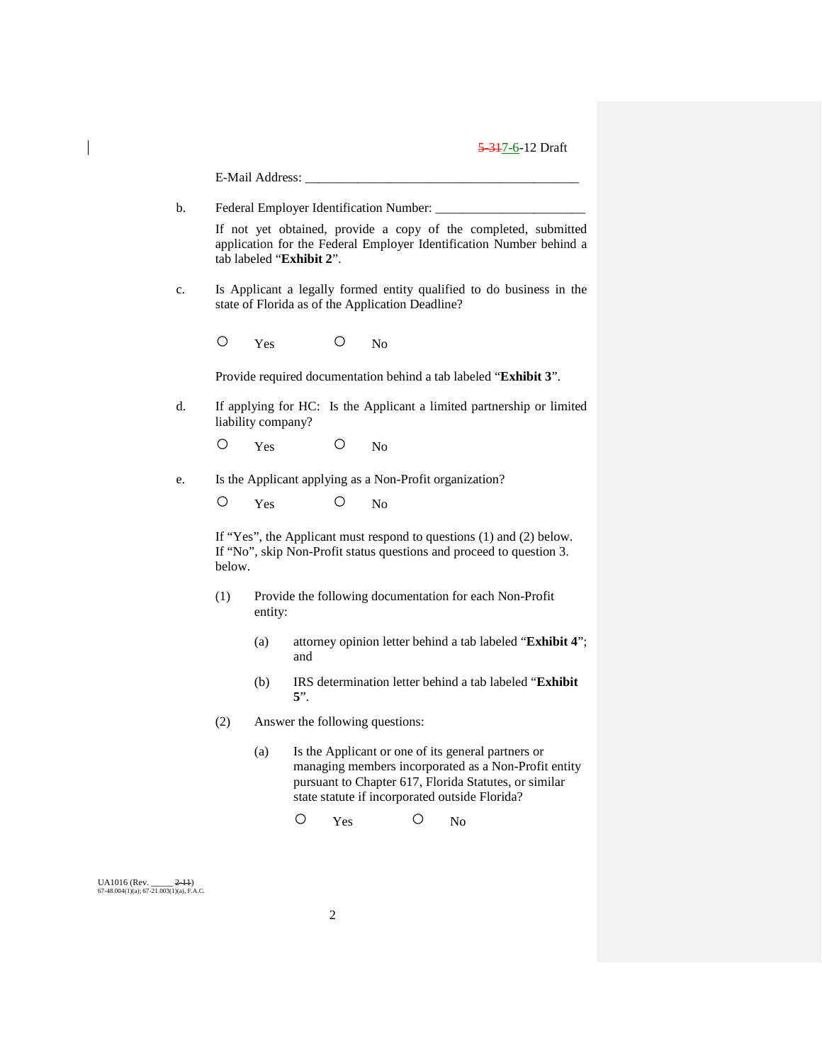E-Mail Address: ___________________________________________

b. Federal Employer Identification Number: _______________________

If not yet obtained, provide a copy of the completed, submitted application for the Federal Employer Identification Number behind a tab labeled "**Exhibit 2**".

c. Is Applicant a legally formed entity qualified to do business in the state of Florida as of the Application Deadline?

○ Yes ○ No

Provide required documentation behind a tab labeled "**Exhibit 3**".

d. If applying for HC: Is the Applicant a limited partnership or limited liability company?

○ Yes ○ No

e. Is the Applicant applying as a Non-Profit organization?

○ Yes ○ No

If "Yes", the Applicant must respond to questions (1) and (2) below. If "No", skip Non-Profit status questions and proceed to question 3. below.

(1) Provide the following documentation for each Non-Profit entity:

(a) attorney opinion letter behind a tab labeled "**Exhibit 4**"; and

(b) IRS determination letter behind a tab labeled "**Exhibit 5**".

(2) Answer the following questions:

(a) Is the Applicant or one of its general partners or managing members incorporated as a Non-Profit entity pursuant to Chapter 617, Florida Statutes, or similar state statute if incorporated outside Florida?

○ Yes ○ No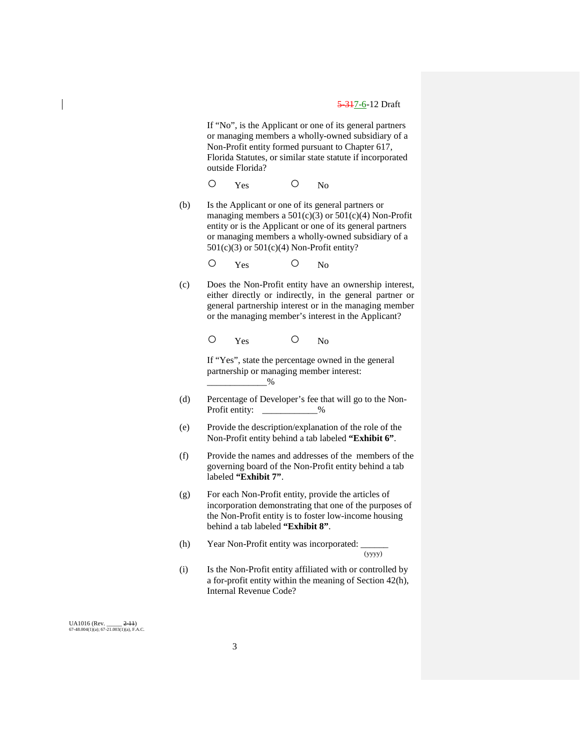If "No", is the Applicant or one of its general partners or managing members a wholly-owned subsidiary of a Non-Profit entity formed pursuant to Chapter 617, Florida Statutes, or similar state statute if incorporated outside Florida?

○ Yes ○ No

(b) Is the Applicant or one of its general partners or managing members a 501(c)(3) or 501(c)(4) Non-Profit entity or is the Applicant or one of its general partners or managing members a wholly-owned subsidiary of a 501(c)(3) or 501(c)(4) Non-Profit entity?

○ Yes ○ No

(c) Does the Non-Profit entity have an ownership interest, either directly or indirectly, in the general partner or general partnership interest or in the managing member or the managing member's interest in the Applicant?

○ Yes ○ No

If "Yes", state the percentage owned in the general partnership or managing member interest: ____________%

(d) Percentage of Developer's fee that will go to the Non-Profit entity: ___________%

(e) Provide the description/explanation of the role of the Non-Profit entity behind a tab labeled **"Exhibit 6"**.

(f) Provide the names and addresses of the members of the governing board of the Non-Profit entity behind a tab labeled **"Exhibit 7"**.

(g) For each Non-Profit entity, provide the articles of incorporation demonstrating that one of the purposes of the Non-Profit entity is to foster low-income housing behind a tab labeled **"Exhibit 8"**.

(h) Year Non-Profit entity was incorporated: ______ (yyyy)

(i) Is the Non-Profit entity affiliated with or controlled by a for-profit entity within the meaning of Section 42(h), Internal Revenue Code?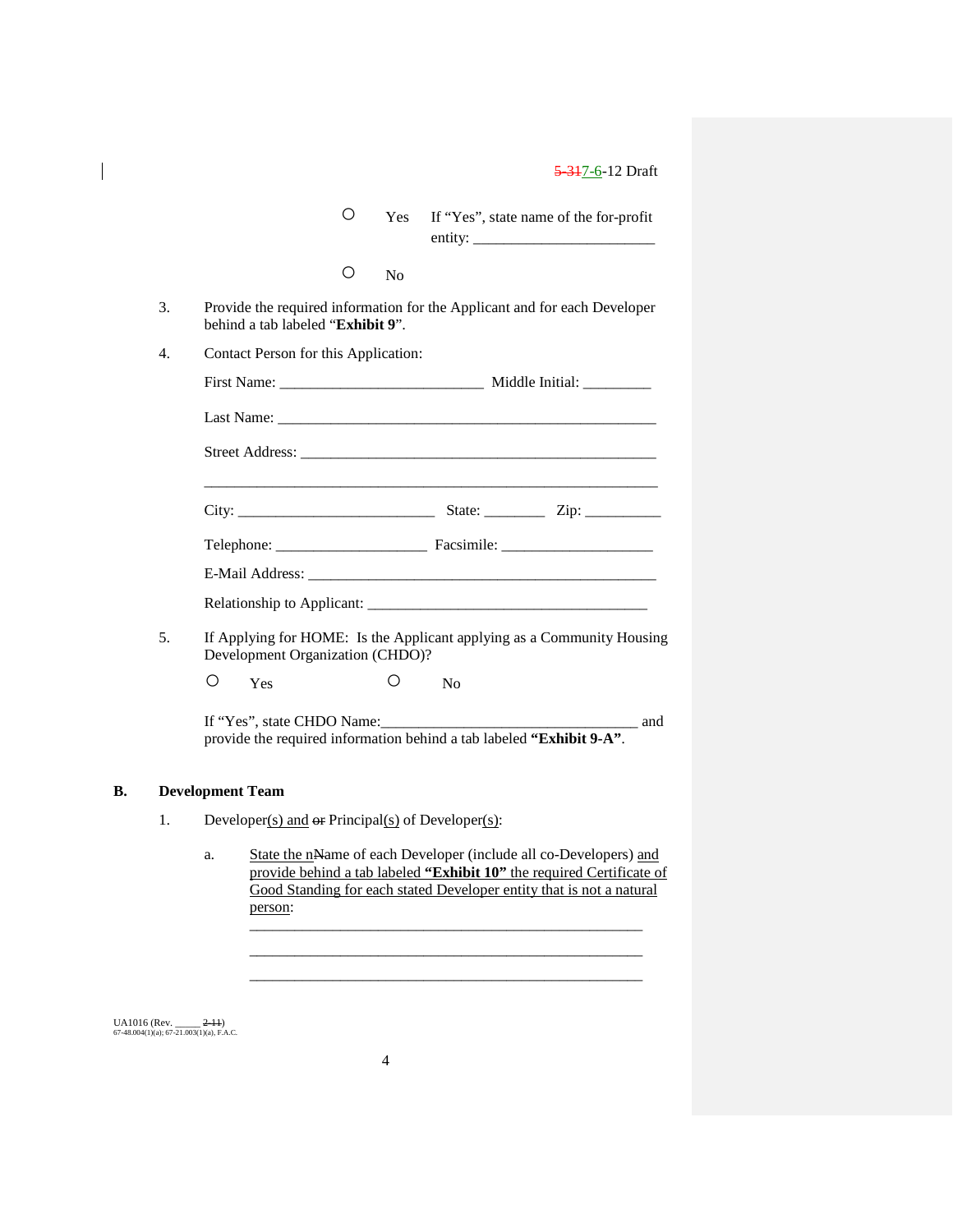○ Yes If "Yes", state name of the for-profit entity: ________________________

○ No

3. Provide the required information for the Applicant and for each Developer behind a tab labeled "**Exhibit 9**".

4. Contact Person for this Application:

   First Name: __________________________ Middle Initial: _________

   Last Name: ___________________________________________________

   Street Address: ________________________________________________

   ____________________________________________________________

   City: _________________________ State: ________ Zip: __________

   Telephone: ___________________ Facsimile: ____________________

   E-Mail Address: _______________________________________________

   Relationship to Applicant: ____________________________________

5. If Applying for HOME: Is the Applicant applying as a Community Housing Development Organization (CHDO)?

   ○ Yes ○ No

   If "Yes", state CHDO Name:_________________________________ and provide the required information behind a tab labeled **"Exhibit 9-A"**.

**B. Development Team**

1. Developer(s) and ~~or~~ Principal(s) of Developer(s):

   a. State the nName of each Developer (include all co-Developers) and provide behind a tab labeled **"Exhibit 10"** the required Certificate of Good Standing for each stated Developer entity that is not a natural person:

      ______________________________________________________

      ______________________________________________________

      ______________________________________________________

UA1016 (Rev. _____ ~~2-11~~)
67-48.004(1)(a); 67-21.003(1)(a), F.A.C.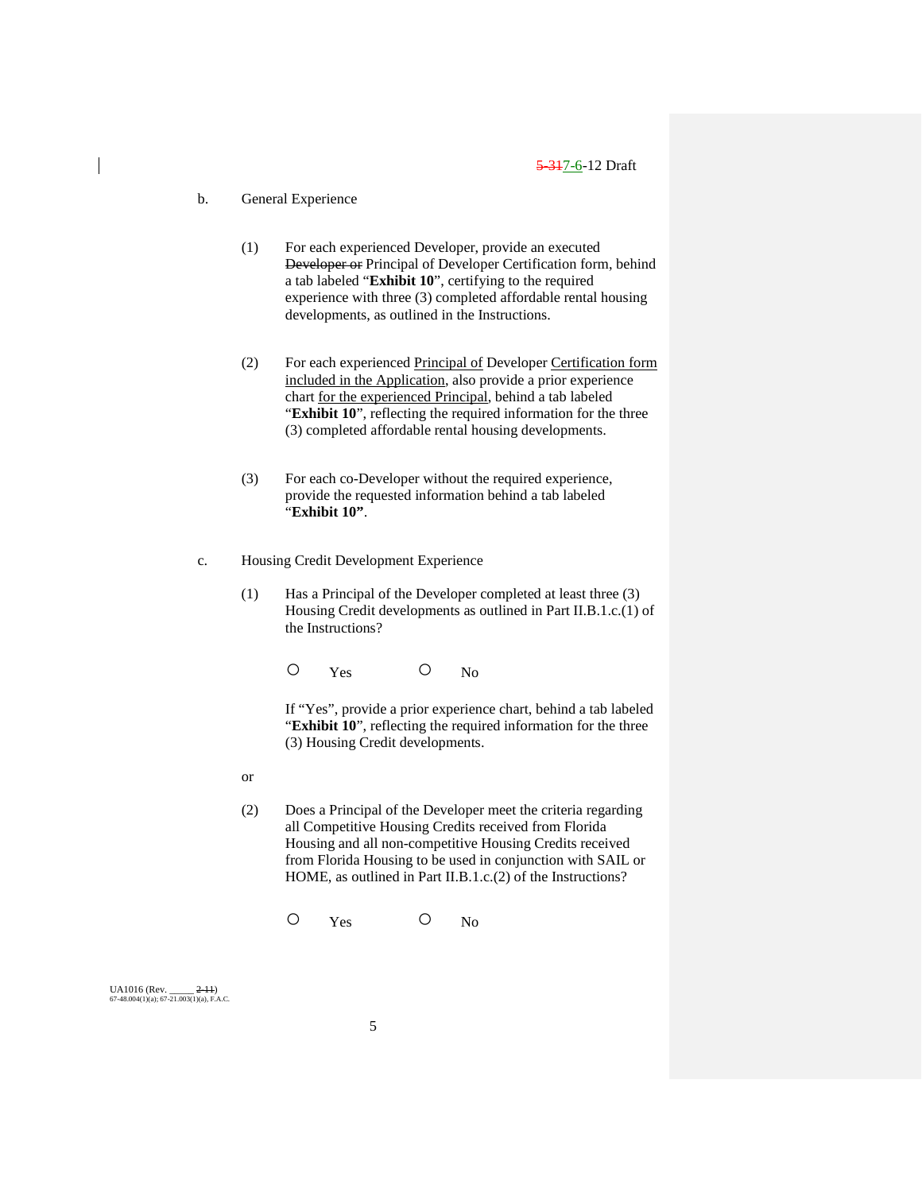b. General Experience

(1) For each experienced Developer, provide an executed ~~Developer or~~ Principal of Developer Certification form, behind a tab labeled "**Exhibit 10**", certifying to the required experience with three (3) completed affordable rental housing developments, as outlined in the Instructions.

(2) For each experienced Principal of Developer Certification form included in the Application, also provide a prior experience chart for the experienced Principal, behind a tab labeled "**Exhibit 10**", reflecting the required information for the three (3) completed affordable rental housing developments.

(3) For each co-Developer without the required experience, provide the requested information behind a tab labeled "**Exhibit 10**".

c. Housing Credit Development Experience

(1) Has a Principal of the Developer completed at least three (3) Housing Credit developments as outlined in Part II.B.1.c.(1) of the Instructions?

○ Yes ○ No

If "Yes", provide a prior experience chart, behind a tab labeled "**Exhibit 10**", reflecting the required information for the three (3) Housing Credit developments.

or

(2) Does a Principal of the Developer meet the criteria regarding all Competitive Housing Credits received from Florida Housing and all non-competitive Housing Credits received from Florida Housing to be used in conjunction with SAIL or HOME, as outlined in Part II.B.1.c.(2) of the Instructions?

○ Yes ○ No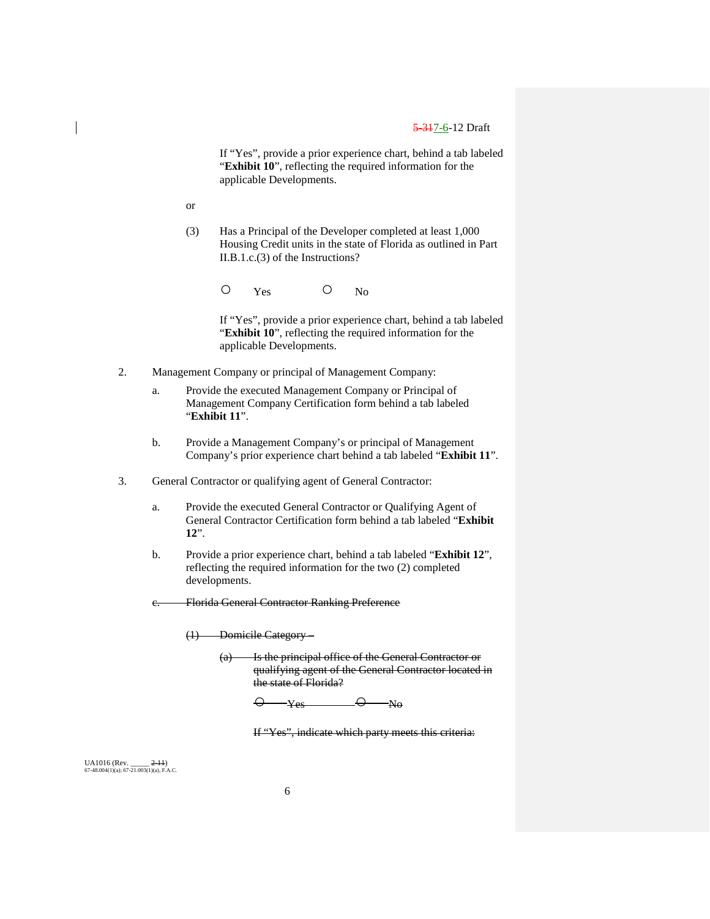If "Yes", provide a prior experience chart, behind a tab labeled "**Exhibit 10**", reflecting the required information for the applicable Developments.

or

(3) Has a Principal of the Developer completed at least 1,000 Housing Credit units in the state of Florida as outlined in Part II.B.1.c.(3) of the Instructions?

○ Yes ○ No

If "Yes", provide a prior experience chart, behind a tab labeled "**Exhibit 10**", reflecting the required information for the applicable Developments.

2. Management Company or principal of Management Company:

   a. Provide the executed Management Company or Principal of Management Company Certification form behind a tab labeled "**Exhibit 11**".

   b. Provide a Management Company's or principal of Management Company's prior experience chart behind a tab labeled "**Exhibit 11**".

3. General Contractor or qualifying agent of General Contractor:

   a. Provide the executed General Contractor or Qualifying Agent of General Contractor Certification form behind a tab labeled "**Exhibit 12**".

   b. Provide a prior experience chart, behind a tab labeled "**Exhibit 12**", reflecting the required information for the two (2) completed developments.

   ~~c. Florida General Contractor Ranking Preference~~

   ~~(1) Domicile Category –~~

   ~~(a) Is the principal office of the General Contractor or qualifying agent of the General Contractor located in the state of Florida?~~

   ~~○ Yes ○ No~~

   ~~If "Yes", indicate which party meets this criteria:~~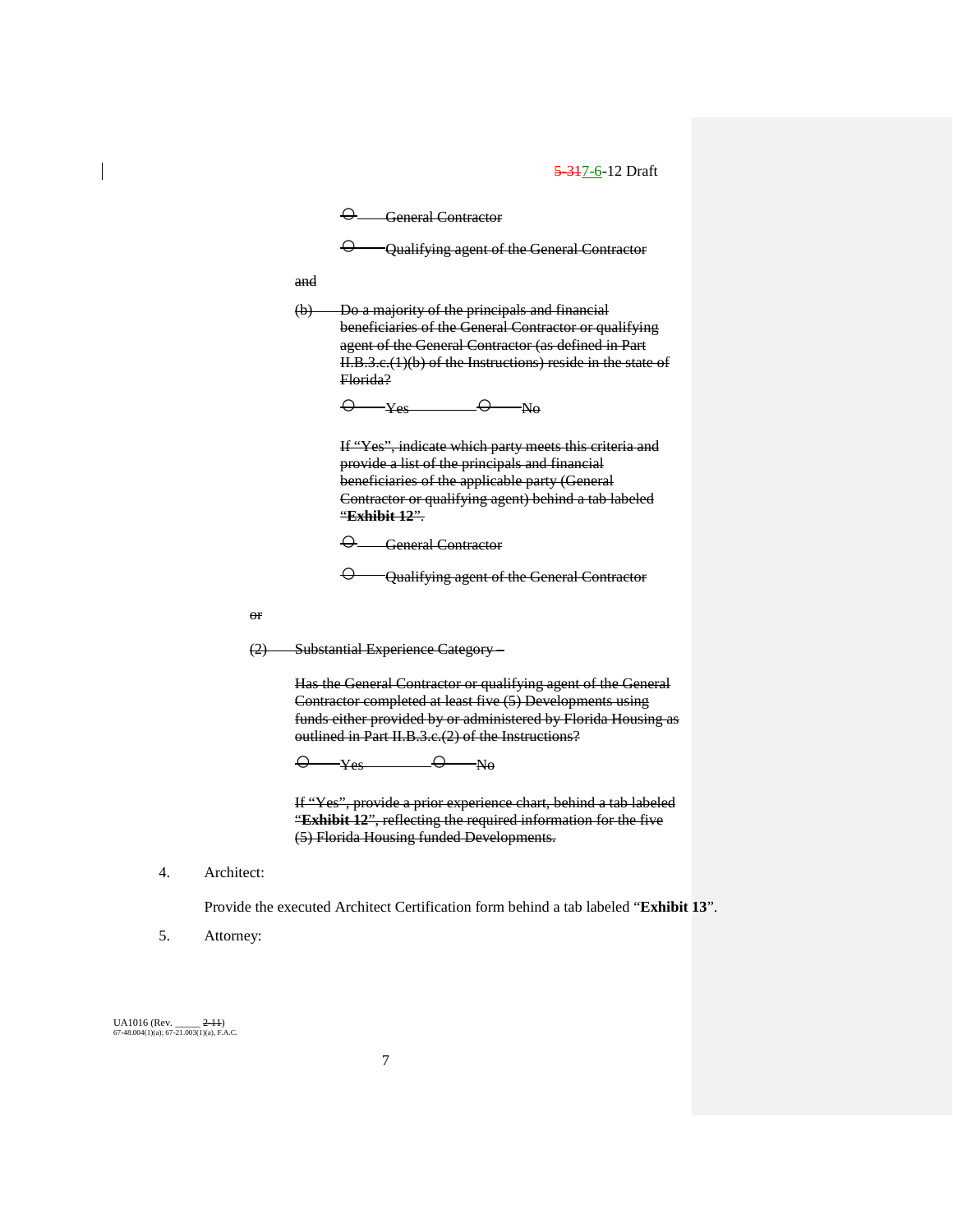○ General Contractor

○ Qualifying agent of the General Contractor

and

(b) Do a majority of the principals and financial beneficiaries of the General Contractor or qualifying agent of the General Contractor (as defined in Part II.B.3.c.(1)(b) of the Instructions) reside in the state of Florida?

○ Yes ○ No

If "Yes", indicate which party meets this criteria and provide a list of the principals and financial beneficiaries of the applicable party (General Contractor or qualifying agent) behind a tab labeled "**Exhibit 12**".

○ General Contractor

○ Qualifying agent of the General Contractor

or

(2) Substantial Experience Category –

Has the General Contractor or qualifying agent of the General Contractor completed at least five (5) Developments using funds either provided by or administered by Florida Housing as outlined in Part II.B.3.c.(2) of the Instructions?

○ Yes ○ No

If "Yes", provide a prior experience chart, behind a tab labeled "**Exhibit 12**", reflecting the required information for the five (5) Florida Housing funded Developments.

4. Architect:

Provide the executed Architect Certification form behind a tab labeled "**Exhibit 13**".

5. Attorney: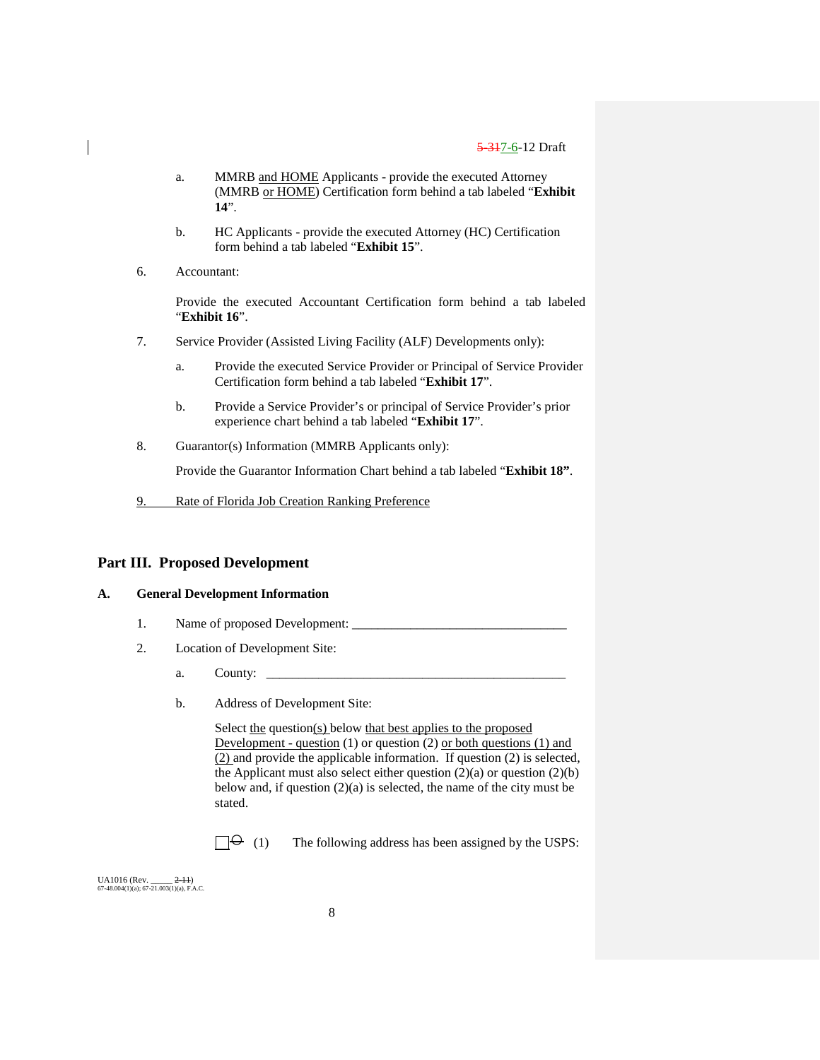a. MMRB and HOME Applicants - provide the executed Attorney (MMRB or HOME) Certification form behind a tab labeled "**Exhibit 14**".

b. HC Applicants - provide the executed Attorney (HC) Certification form behind a tab labeled "**Exhibit 15**".

6. Accountant:

   Provide the executed Accountant Certification form behind a tab labeled "**Exhibit 16**".

7. Service Provider (Assisted Living Facility (ALF) Developments only):

   a. Provide the executed Service Provider or Principal of Service Provider Certification form behind a tab labeled "**Exhibit 17**".

   b. Provide a Service Provider's or principal of Service Provider's prior experience chart behind a tab labeled "**Exhibit 17**".

8. Guarantor(s) Information (MMRB Applicants only):

   Provide the Guarantor Information Chart behind a tab labeled "**Exhibit 18"**.

9. Rate of Florida Job Creation Ranking Preference

## Part III. Proposed Development

### A. General Development Information

1. Name of proposed Development: ________________________________

2. Location of Development Site:

   a. County: ______________________________________________

   b. Address of Development Site:

      Select the question(s) below that best applies to the proposed Development - question (1) or question (2) or both questions (1) and (2) and provide the applicable information. If question (2) is selected, the Applicant must also select either question (2)(a) or question (2)(b) below and, if question (2)(a) is selected, the name of the city must be stated.

      ☐ (1) The following address has been assigned by the USPS: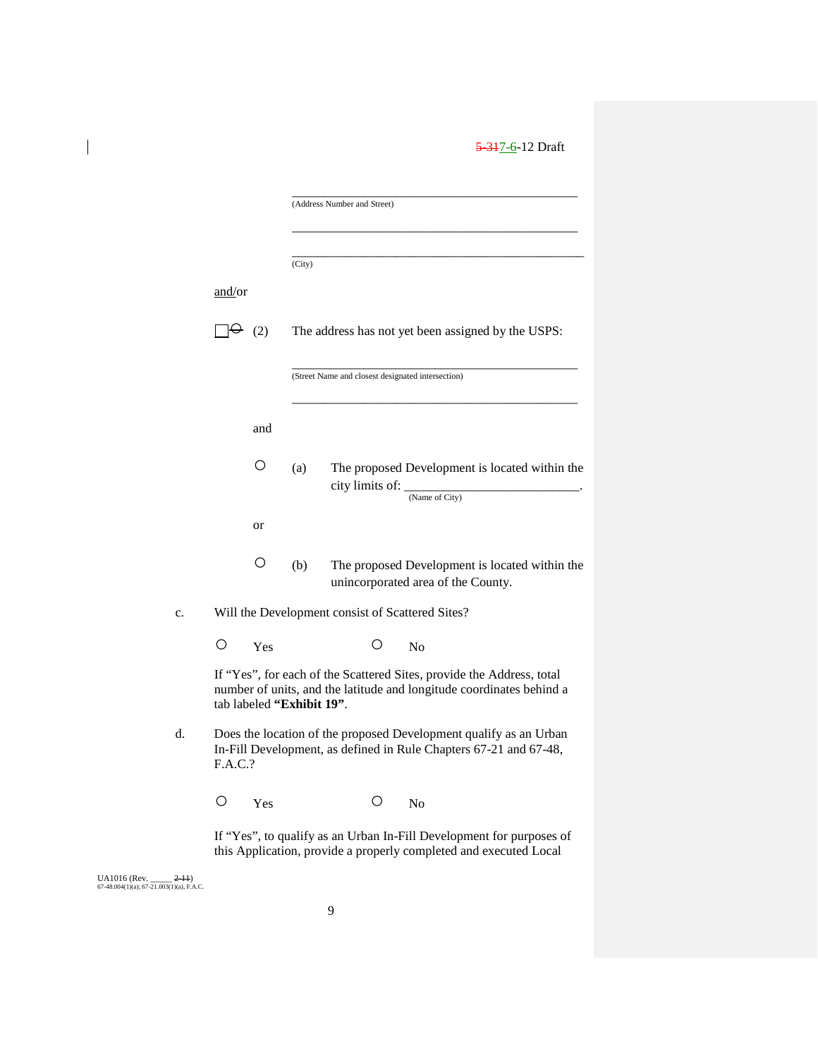_______________________________________________
(Address Number and Street)

_______________________________________________

_______________________________________________
(City)

and/or

☐ (2) The address has not yet been assigned by the USPS:

_______________________________________________
(Street Name and closest designated intersection)

_______________________________________________

and

○ (a) The proposed Development is located within the city limits of: ___________________________.
(Name of City)

or

○ (b) The proposed Development is located within the unincorporated area of the County.

c. Will the Development consist of Scattered Sites?

○ Yes ○ No

If "Yes", for each of the Scattered Sites, provide the Address, total number of units, and the latitude and longitude coordinates behind a tab labeled **"Exhibit 19"**.

d. Does the location of the proposed Development qualify as an Urban In-Fill Development, as defined in Rule Chapters 67-21 and 67-48, F.A.C.?

○ Yes ○ No

If "Yes", to qualify as an Urban In-Fill Development for purposes of this Application, provide a properly completed and executed Local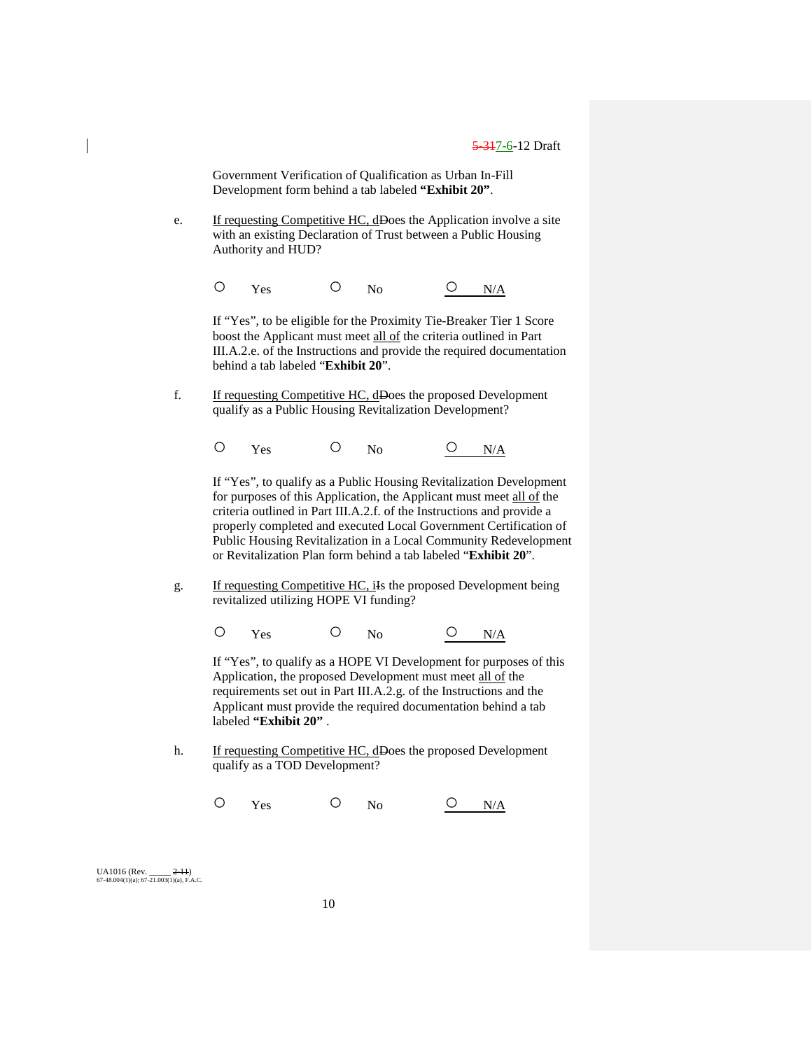Government Verification of Qualification as Urban In-Fill Development form behind a tab labeled **"Exhibit 20"**.

e. If requesting Competitive HC, dDoes the Application involve a site with an existing Declaration of Trust between a Public Housing Authority and HUD?

○ Yes ○ No ○ N/A

If "Yes", to be eligible for the Proximity Tie-Breaker Tier 1 Score boost the Applicant must meet all of the criteria outlined in Part III.A.2.e. of the Instructions and provide the required documentation behind a tab labeled "**Exhibit 20**".

f. If requesting Competitive HC, dDoes the proposed Development qualify as a Public Housing Revitalization Development?

○ Yes ○ No ○ N/A

If "Yes", to qualify as a Public Housing Revitalization Development for purposes of this Application, the Applicant must meet all of the criteria outlined in Part III.A.2.f. of the Instructions and provide a properly completed and executed Local Government Certification of Public Housing Revitalization in a Local Community Redevelopment or Revitalization Plan form behind a tab labeled "**Exhibit 20**".

g. If requesting Competitive HC, iIs the proposed Development being revitalized utilizing HOPE VI funding?

○ Yes ○ No ○ N/A

If "Yes", to qualify as a HOPE VI Development for purposes of this Application, the proposed Development must meet all of the requirements set out in Part III.A.2.g. of the Instructions and the Applicant must provide the required documentation behind a tab labeled **"Exhibit 20"** .

h. If requesting Competitive HC, dDoes the proposed Development qualify as a TOD Development?

○ Yes ○ No ○ N/A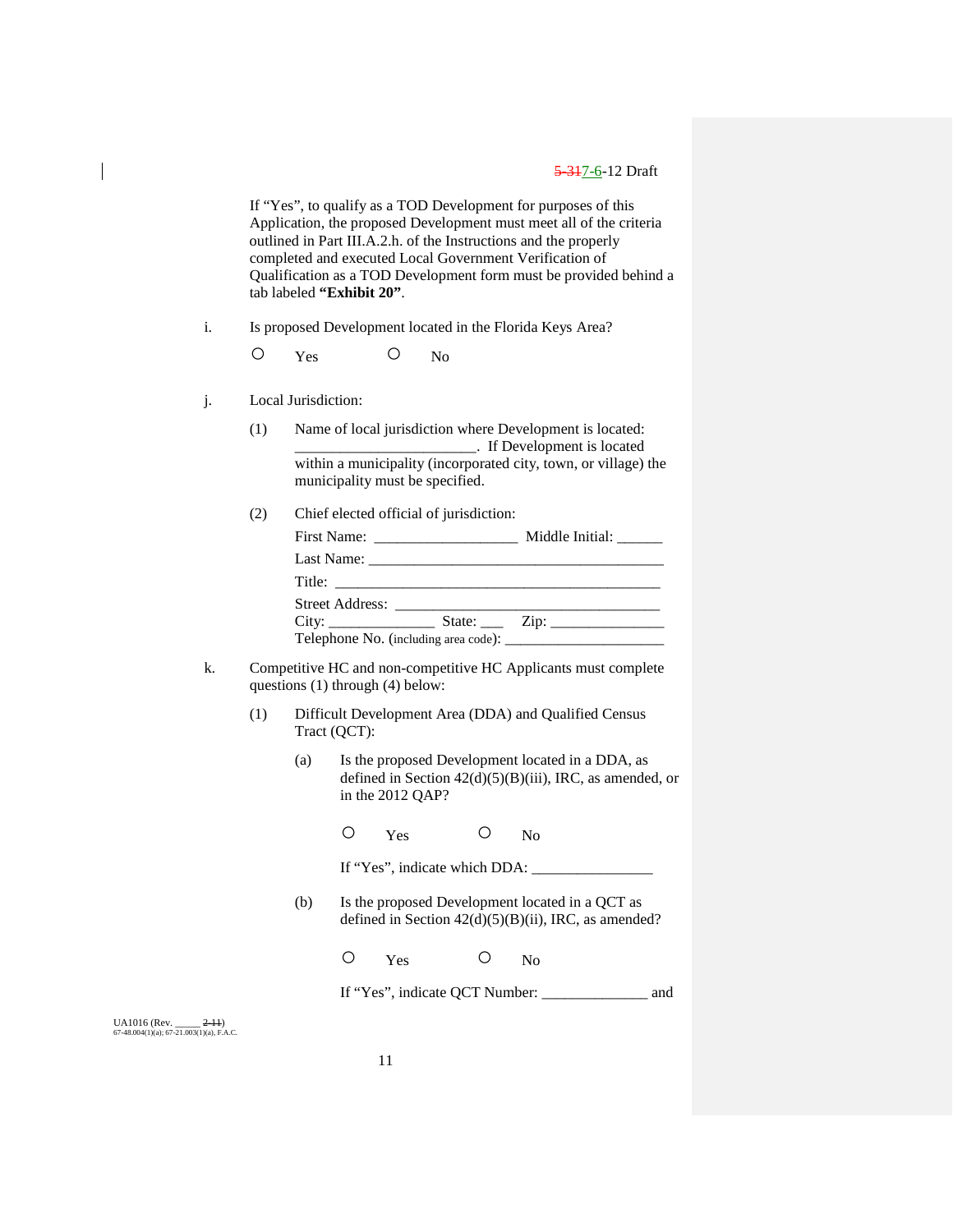If "Yes", to qualify as a TOD Development for purposes of this Application, the proposed Development must meet all of the criteria outlined in Part III.A.2.h. of the Instructions and the properly completed and executed Local Government Verification of Qualification as a TOD Development form must be provided behind a tab labeled **"Exhibit 20"**.

i. Is proposed Development located in the Florida Keys Area?

○ Yes ○ No

j. Local Jurisdiction:

(1) Name of local jurisdiction where Development is located: ________________________. If Development is located within a municipality (incorporated city, town, or village) the municipality must be specified.

(2) Chief elected official of jurisdiction:

First Name: ___________________ Middle Initial: ______

Last Name: _______________________________________

Title: _____________________________________________

Street Address: ____________________________________

City: ______________ State: ___ Zip: _______________

Telephone No. (including area code): ______________________

k. Competitive HC and non-competitive HC Applicants must complete questions (1) through (4) below:

(1) Difficult Development Area (DDA) and Qualified Census Tract (QCT):

(a) Is the proposed Development located in a DDA, as defined in Section 42(d)(5)(B)(iii), IRC, as amended, or in the 2012 QAP?

○ Yes ○ No

If "Yes", indicate which DDA: ________________

(b) Is the proposed Development located in a QCT as defined in Section 42(d)(5)(B)(ii), IRC, as amended?

○ Yes ○ No

If "Yes", indicate QCT Number: ______________ and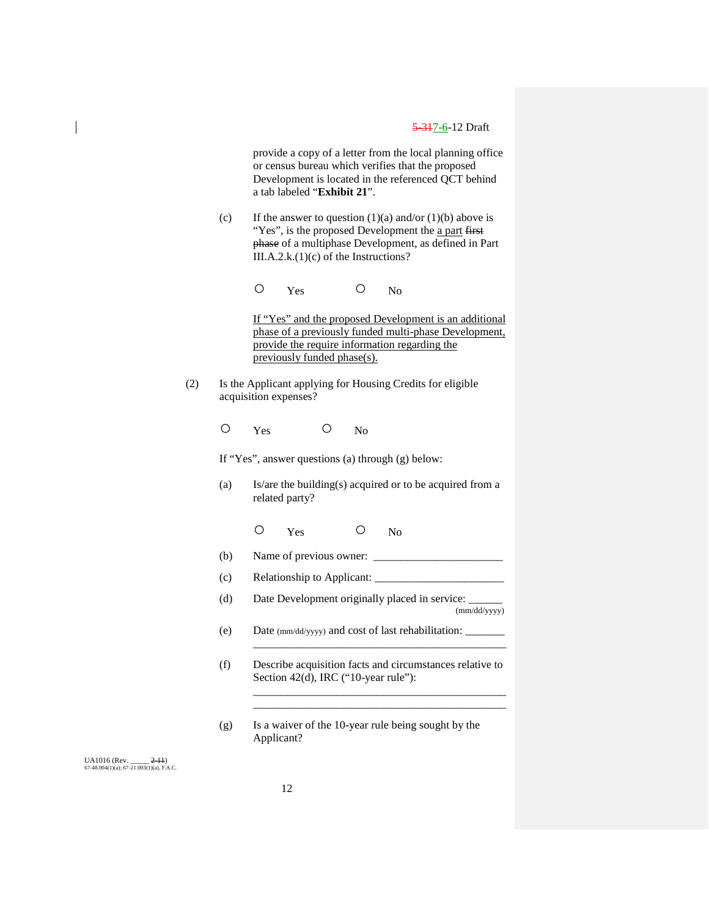provide a copy of a letter from the local planning office or census bureau which verifies that the proposed Development is located in the referenced QCT behind a tab labeled "**Exhibit 21**".

(c) If the answer to question (1)(a) and/or (1)(b) above is "Yes", is the proposed Development the a part ~~first phase~~ of a multiphase Development, as defined in Part III.A.2.k.(1)(c) of the Instructions?

○ Yes ○ No

If "Yes" and the proposed Development is an additional phase of a previously funded multi-phase Development, provide the require information regarding the previously funded phase(s).

(2) Is the Applicant applying for Housing Credits for eligible acquisition expenses?

○ Yes ○ No

If "Yes", answer questions (a) through (g) below:

(a) Is/are the building(s) acquired or to be acquired from a related party?

○ Yes ○ No

(b) Name of previous owner: _______________________

(c) Relationship to Applicant: _______________________

(d) Date Development originally placed in service: ______ (mm/dd/yyyy)

(e) Date (mm/dd/yyyy) and cost of last rehabilitation: _______
_______________________________________________

(f) Describe acquisition facts and circumstances relative to Section 42(d), IRC ("10-year rule"):
_______________________________________________
_______________________________________________

(g) Is a waiver of the 10-year rule being sought by the Applicant?

UA1016 (Rev. _____ ~~2-11~~)
67-48.004(1)(a); 67-21.003(1)(a), F.A.C.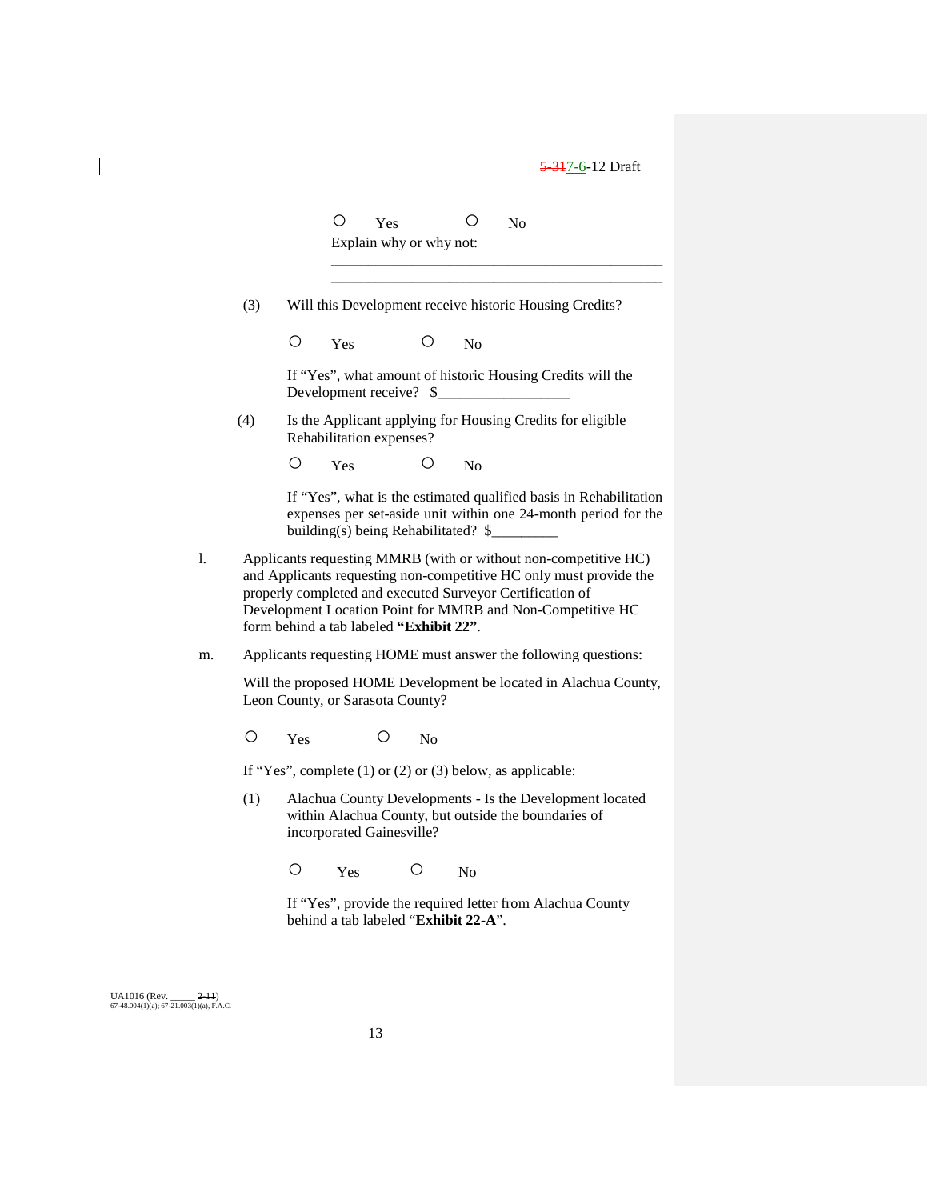○ Yes ○ No

Explain why or why not:

_____________________________________________

_____________________________________________

(3) Will this Development receive historic Housing Credits?

○ Yes ○ No

If "Yes", what amount of historic Housing Credits will the Development receive? $_________________

(4) Is the Applicant applying for Housing Credits for eligible Rehabilitation expenses?

○ Yes ○ No

If "Yes", what is the estimated qualified basis in Rehabilitation expenses per set-aside unit within one 24-month period for the building(s) being Rehabilitated? $_________

l. Applicants requesting MMRB (with or without non-competitive HC) and Applicants requesting non-competitive HC only must provide the properly completed and executed Surveyor Certification of Development Location Point for MMRB and Non-Competitive HC form behind a tab labeled **"Exhibit 22"**.

m. Applicants requesting HOME must answer the following questions:

Will the proposed HOME Development be located in Alachua County, Leon County, or Sarasota County?

○ Yes ○ No

If "Yes", complete (1) or (2) or (3) below, as applicable:

(1) Alachua County Developments - Is the Development located within Alachua County, but outside the boundaries of incorporated Gainesville?

○ Yes ○ No

If "Yes", provide the required letter from Alachua County behind a tab labeled "**Exhibit 22-A**".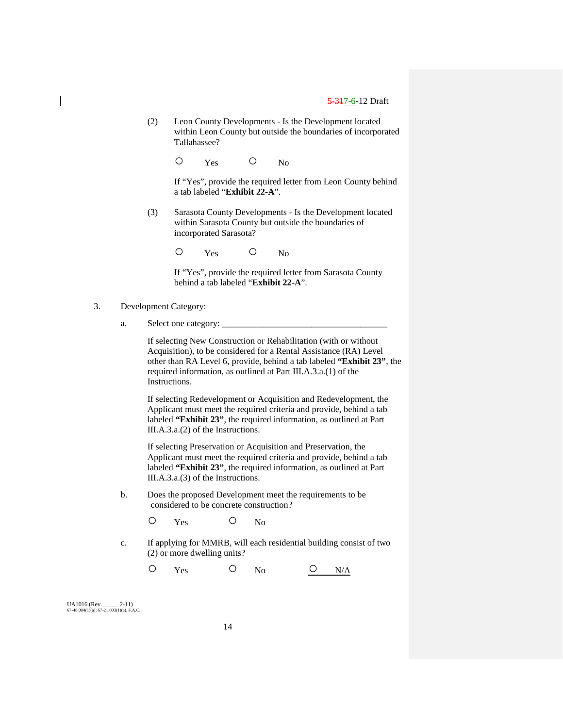(2) Leon County Developments - Is the Development located within Leon County but outside the boundaries of incorporated Tallahassee?

○ Yes ○ No

If "Yes", provide the required letter from Leon County behind a tab labeled "**Exhibit 22-A**".

(3) Sarasota County Developments - Is the Development located within Sarasota County but outside the boundaries of incorporated Sarasota?

○ Yes ○ No

If "Yes", provide the required letter from Sarasota County behind a tab labeled "**Exhibit 22-A**".

3. Development Category:

a. Select one category: ____________________________________

If selecting New Construction or Rehabilitation (with or without Acquisition), to be considered for a Rental Assistance (RA) Level other than RA Level 6, provide, behind a tab labeled **"Exhibit 23"**, the required information, as outlined at Part III.A.3.a.(1) of the Instructions.

If selecting Redevelopment or Acquisition and Redevelopment, the Applicant must meet the required criteria and provide, behind a tab labeled **"Exhibit 23"**, the required information, as outlined at Part III.A.3.a.(2) of the Instructions.

If selecting Preservation or Acquisition and Preservation, the Applicant must meet the required criteria and provide, behind a tab labeled **"Exhibit 23"**, the required information, as outlined at Part III.A.3.a.(3) of the Instructions.

b. Does the proposed Development meet the requirements to be considered to be concrete construction?

○ Yes ○ No

c. If applying for MMRB, will each residential building consist of two (2) or more dwelling units?

○ Yes ○ No ○ N/A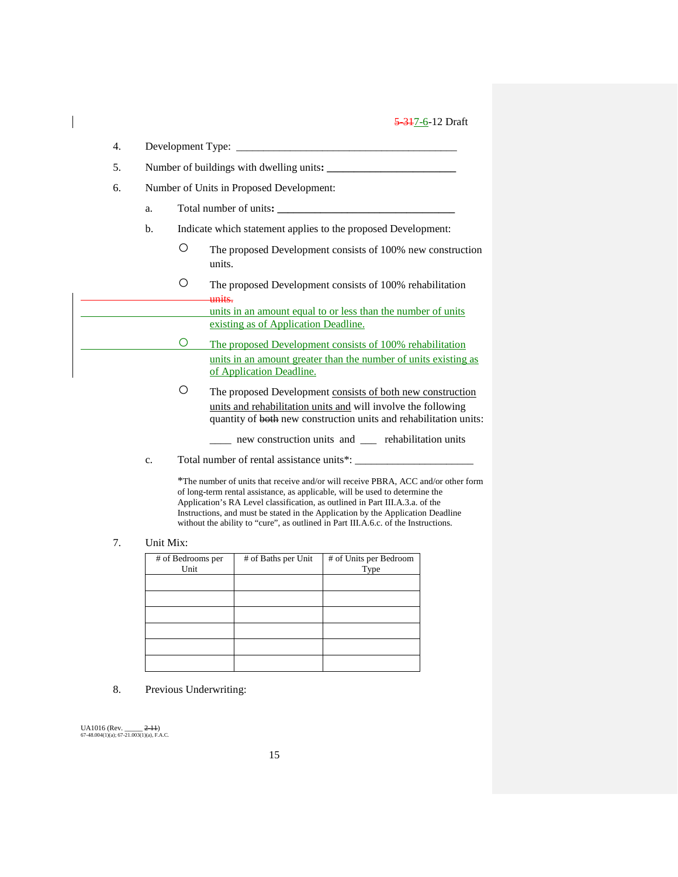4. Development Type: \_\_\_\_\_\_\_\_\_\_\_\_\_\_\_\_\_\_\_\_\_\_\_\_\_\_\_\_\_\_\_\_\_\_\_\_\_\_\_\_\_\_

5. Number of buildings with dwelling units: \_\_\_\_\_\_\_\_\_\_\_\_\_\_\_\_\_\_\_\_\_\_\_\_

6. Number of Units in Proposed Development:

   a. Total number of units: \_\_\_\_\_\_\_\_\_\_\_\_\_\_\_\_\_\_\_\_\_\_\_\_\_\_\_\_\_\_\_\_\_\_

   b. Indicate which statement applies to the proposed Development:

      ○ The proposed Development consists of 100% new construction units.

      ○ The proposed Development consists of 100% rehabilitation ~~units.~~ units in an amount equal to or less than the number of units existing as of Application Deadline.

      ○ The proposed Development consists of 100% rehabilitation units in an amount greater than the number of units existing as of Application Deadline.

      ○ The proposed Development consists of both new construction units and rehabilitation units and will involve the following quantity of ~~both~~ new construction units and rehabilitation units:

      \_\_\_\_ new construction units and \_\_\_ rehabilitation units

   c. Total number of rental assistance units*: \_\_\_\_\_\_\_\_\_\_\_\_\_\_\_\_\_\_\_\_\_\_

   *The number of units that receive and/or will receive PBRA, ACC and/or other form of long-term rental assistance, as applicable, will be used to determine the Application's RA Level classification, as outlined in Part III.A.3.a. of the Instructions, and must be stated in the Application by the Application Deadline without the ability to "cure", as outlined in Part III.A.6.c. of the Instructions.

7. Unit Mix:

| # of Bedrooms per Unit | # of Baths per Unit | # of Units per Bedroom Type |
|---|---|---|
| | | |
| | | |
| | | |
| | | |
| | | |
| | | |

8. Previous Underwriting: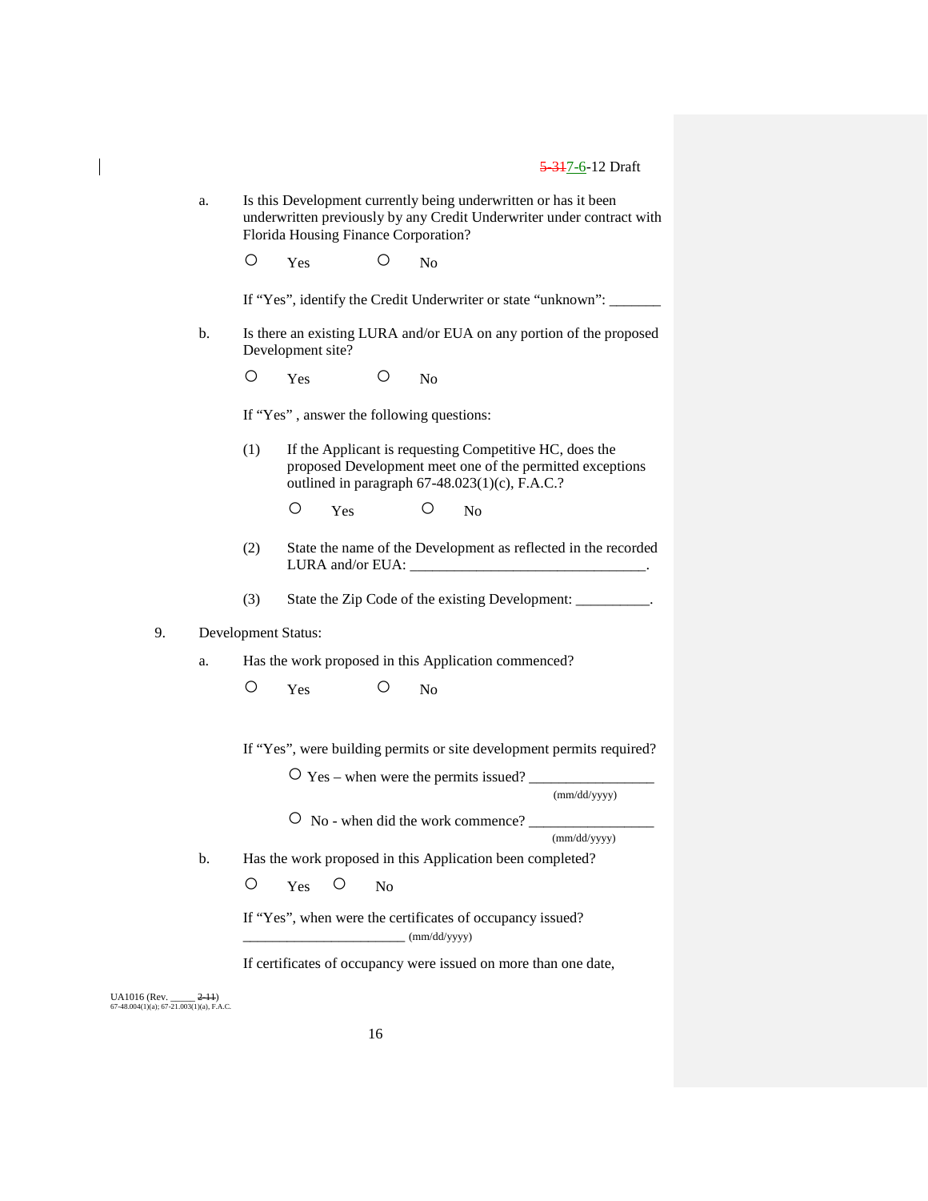a. Is this Development currently being underwritten or has it been underwritten previously by any Credit Underwriter under contract with Florida Housing Finance Corporation?

○ Yes ○ No

If "Yes", identify the Credit Underwriter or state "unknown": _______

b. Is there an existing LURA and/or EUA on any portion of the proposed Development site?

○ Yes ○ No

If "Yes" , answer the following questions:

(1) If the Applicant is requesting Competitive HC, does the proposed Development meet one of the permitted exceptions outlined in paragraph 67-48.023(1)(c), F.A.C.?

○ Yes ○ No

(2) State the name of the Development as reflected in the recorded LURA and/or EUA: _______________________________.

(3) State the Zip Code of the existing Development: __________.

9. Development Status:

a. Has the work proposed in this Application commenced?

○ Yes ○ No

If "Yes", were building permits or site development permits required?

○ Yes – when were the permits issued? ________________ (mm/dd/yyyy)

○ No - when did the work commence? ________________ (mm/dd/yyyy)

b. Has the work proposed in this Application been completed?

○ Yes ○ No

If "Yes", when were the certificates of occupancy issued? ______________________ (mm/dd/yyyy)

If certificates of occupancy were issued on more than one date,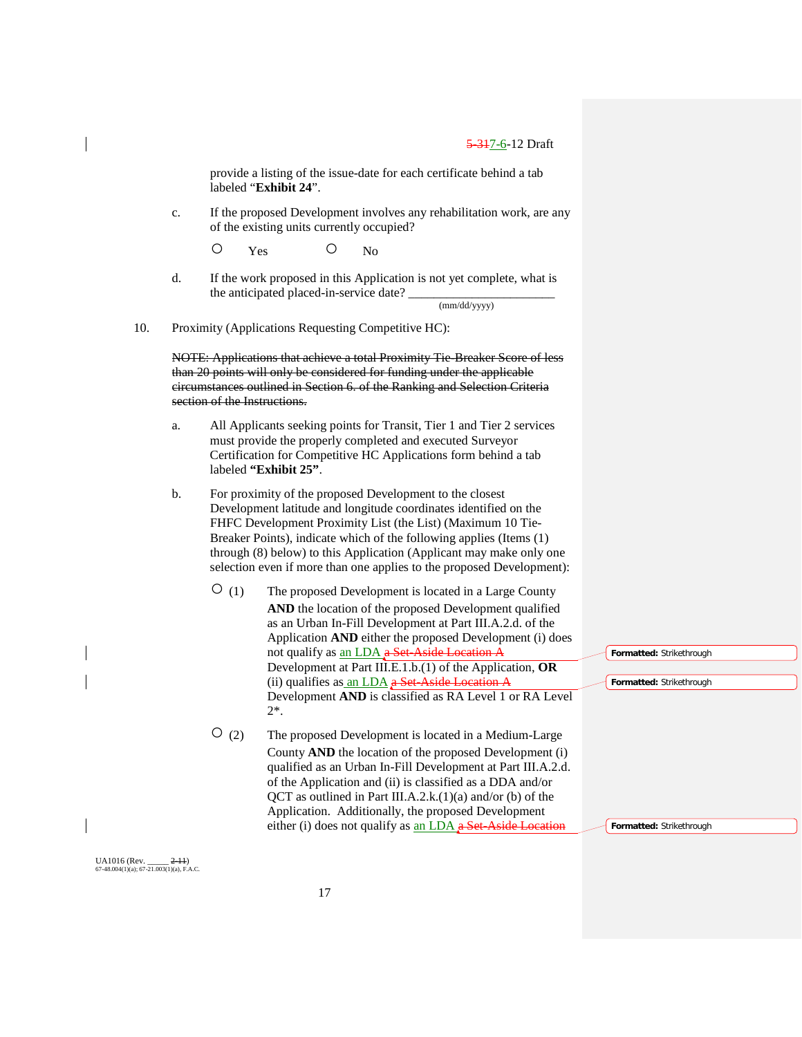provide a listing of the issue-date for each certificate behind a tab labeled "**Exhibit 24**".

c. If the proposed Development involves any rehabilitation work, are any of the existing units currently occupied?

○ Yes ○ No

d. If the work proposed in this Application is not yet complete, what is the anticipated placed-in-service date? ______________________
(mm/dd/yyyy)

10. Proximity (Applications Requesting Competitive HC):

~~NOTE: Applications that achieve a total Proximity Tie-Breaker Score of less than 20 points will only be considered for funding under the applicable circumstances outlined in Section 6. of the Ranking and Selection Criteria section of the Instructions.~~

a. All Applicants seeking points for Transit, Tier 1 and Tier 2 services must provide the properly completed and executed Surveyor Certification for Competitive HC Applications form behind a tab labeled **"Exhibit 25"**.

b. For proximity of the proposed Development to the closest Development latitude and longitude coordinates identified on the FHFC Development Proximity List (the List) (Maximum 10 Tie-Breaker Points), indicate which of the following applies (Items (1) through (8) below) to this Application (Applicant may make only one selection even if more than one applies to the proposed Development):

○ (1) The proposed Development is located in a Large County **AND** the location of the proposed Development qualified as an Urban In-Fill Development at Part III.A.2.d. of the Application **AND** either the proposed Development (i) does not qualify as an LDA ~~a Set-Aside Location A~~ Development at Part III.E.1.b.(1) of the Application, **OR** (ii) qualifies as an LDA ~~a Set-Aside Location A~~ Development **AND** is classified as RA Level 1 or RA Level 2*.

○ (2) The proposed Development is located in a Medium-Large County **AND** the location of the proposed Development (i) qualified as an Urban In-Fill Development at Part III.A.2.d. of the Application and (ii) is classified as a DDA and/or QCT as outlined in Part III.A.2.k.(1)(a) and/or (b) of the Application. Additionally, the proposed Development either (i) does not qualify as an LDA ~~a Set-Aside Location~~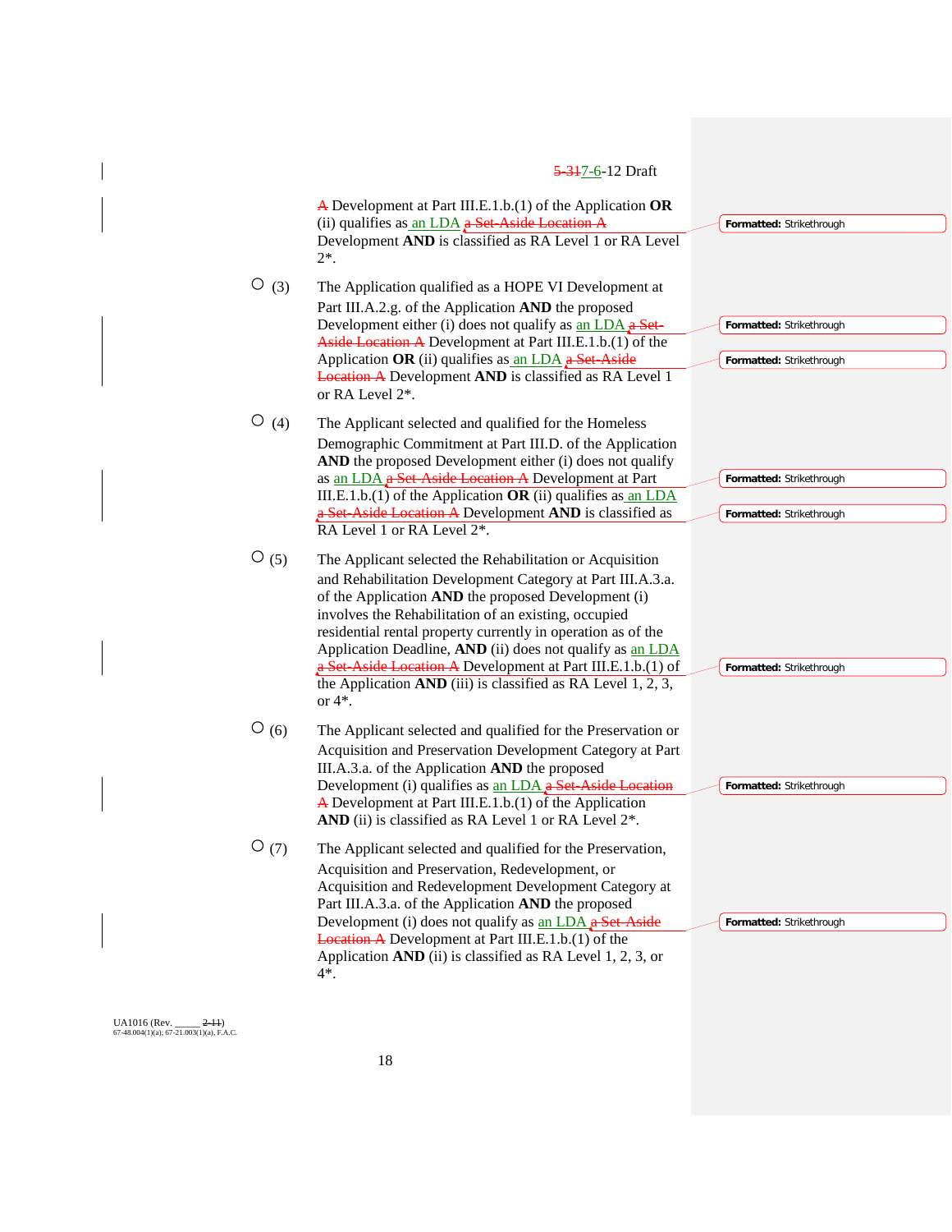~~A~~ Development at Part III.E.1.b.(1) of the Application **OR** (ii) qualifies as an LDA ~~a Set-Aside Location A~~ Development **AND** is classified as RA Level 1 or RA Level 2*.

○ (3) The Application qualified as a HOPE VI Development at Part III.A.2.g. of the Application **AND** the proposed Development either (i) does not qualify as an LDA ~~a Set-Aside Location A~~ Development at Part III.E.1.b.(1) of the Application **OR** (ii) qualifies as an LDA ~~a Set-Aside Location A~~ Development **AND** is classified as RA Level 1 or RA Level 2*.

○ (4) The Applicant selected and qualified for the Homeless Demographic Commitment at Part III.D. of the Application **AND** the proposed Development either (i) does not qualify as an LDA ~~a Set-Aside Location A~~ Development at Part III.E.1.b.(1) of the Application **OR** (ii) qualifies as an LDA ~~a Set-Aside Location A~~ Development **AND** is classified as RA Level 1 or RA Level 2*.

○ (5) The Applicant selected the Rehabilitation or Acquisition and Rehabilitation Development Category at Part III.A.3.a. of the Application **AND** the proposed Development (i) involves the Rehabilitation of an existing, occupied residential rental property currently in operation as of the Application Deadline, **AND** (ii) does not qualify as an LDA ~~a Set-Aside Location A~~ Development at Part III.E.1.b.(1) of the Application **AND** (iii) is classified as RA Level 1, 2, 3, or 4*.

○ (6) The Applicant selected and qualified for the Preservation or Acquisition and Preservation Development Category at Part III.A.3.a. of the Application **AND** the proposed Development (i) qualifies as an LDA ~~a Set-Aside Location A~~ Development at Part III.E.1.b.(1) of the Application **AND** (ii) is classified as RA Level 1 or RA Level 2*.

○ (7) The Applicant selected and qualified for the Preservation, Acquisition and Preservation, Redevelopment, or Acquisition and Redevelopment Development Category at Part III.A.3.a. of the Application **AND** the proposed Development (i) does not qualify as an LDA ~~a Set-Aside Location A~~ Development at Part III.E.1.b.(1) of the Application **AND** (ii) is classified as RA Level 1, 2, 3, or 4*.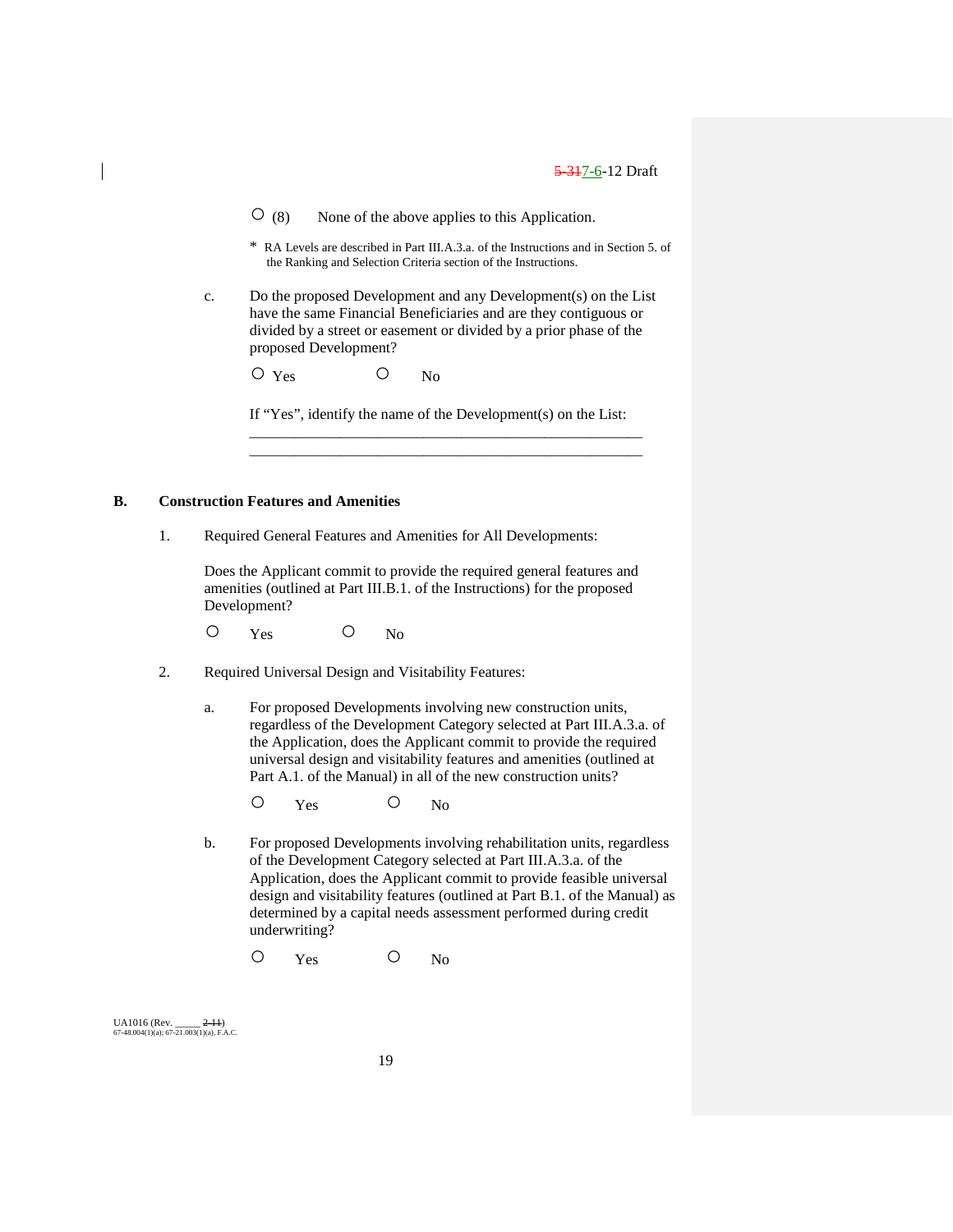○ (8) None of the above applies to this Application.

\* RA Levels are described in Part III.A.3.a. of the Instructions and in Section 5. of the Ranking and Selection Criteria section of the Instructions.

c. Do the proposed Development and any Development(s) on the List have the same Financial Beneficiaries and are they contiguous or divided by a street or easement or divided by a prior phase of the proposed Development?

○ Yes ○ No

If "Yes", identify the name of the Development(s) on the List:
\_\_\_\_\_\_\_\_\_\_\_\_\_\_\_\_\_\_\_\_\_\_\_\_\_\_\_\_\_\_\_\_\_\_\_\_\_\_\_\_\_\_\_\_\_\_\_\_\_\_\_\_\_
\_\_\_\_\_\_\_\_\_\_\_\_\_\_\_\_\_\_\_\_\_\_\_\_\_\_\_\_\_\_\_\_\_\_\_\_\_\_\_\_\_\_\_\_\_\_\_\_\_\_\_\_\_

**B. Construction Features and Amenities**

1. Required General Features and Amenities for All Developments:

Does the Applicant commit to provide the required general features and amenities (outlined at Part III.B.1. of the Instructions) for the proposed Development?

○ Yes ○ No

2. Required Universal Design and Visitability Features:

a. For proposed Developments involving new construction units, regardless of the Development Category selected at Part III.A.3.a. of the Application, does the Applicant commit to provide the required universal design and visitability features and amenities (outlined at Part A.1. of the Manual) in all of the new construction units?

○ Yes ○ No

b. For proposed Developments involving rehabilitation units, regardless of the Development Category selected at Part III.A.3.a. of the Application, does the Applicant commit to provide feasible universal design and visitability features (outlined at Part B.1. of the Manual) as determined by a capital needs assessment performed during credit underwriting?

○ Yes ○ No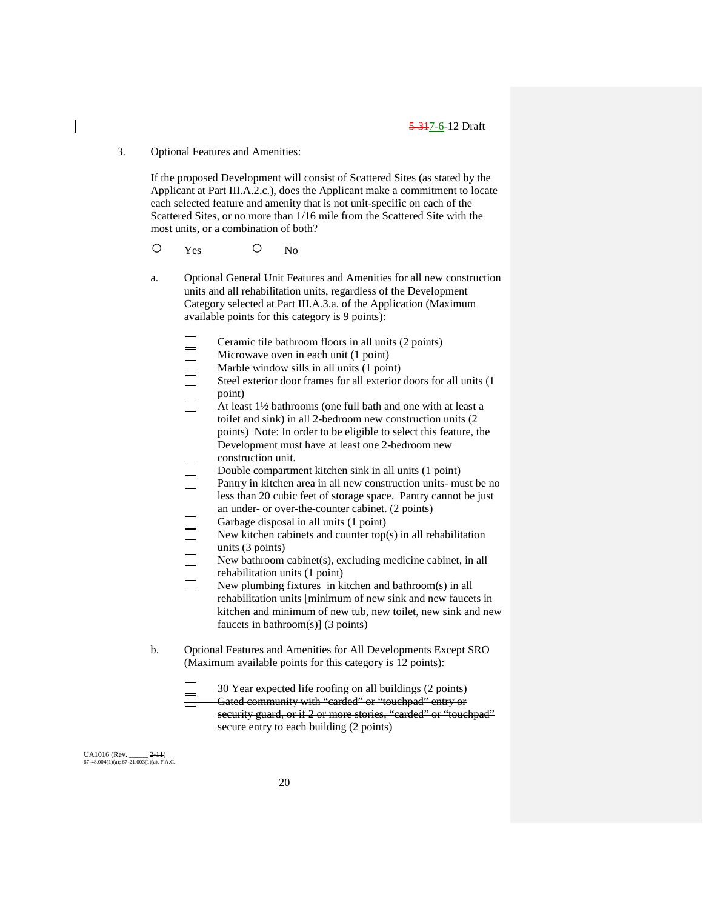3. Optional Features and Amenities:

If the proposed Development will consist of Scattered Sites (as stated by the Applicant at Part III.A.2.c.), does the Applicant make a commitment to locate each selected feature and amenity that is not unit-specific on each of the Scattered Sites, or no more than 1/16 mile from the Scattered Site with the most units, or a combination of both?

○ Yes ○ No

a. Optional General Unit Features and Amenities for all new construction units and all rehabilitation units, regardless of the Development Category selected at Part III.A.3.a. of the Application (Maximum available points for this category is 9 points):

- ☐ Ceramic tile bathroom floors in all units (2 points)
- ☐ Microwave oven in each unit (1 point)
- ☐ Marble window sills in all units (1 point)
- ☐ Steel exterior door frames for all exterior doors for all units (1 point)
- ☐ At least 1½ bathrooms (one full bath and one with at least a toilet and sink) in all 2-bedroom new construction units (2 points) Note: In order to be eligible to select this feature, the Development must have at least one 2-bedroom new construction unit.
- ☐ Double compartment kitchen sink in all units (1 point)
- ☐ Pantry in kitchen area in all new construction units- must be no less than 20 cubic feet of storage space. Pantry cannot be just an under- or over-the-counter cabinet. (2 points)
- ☐ Garbage disposal in all units (1 point)
- ☐ New kitchen cabinets and counter top(s) in all rehabilitation units (3 points)
- ☐ New bathroom cabinet(s), excluding medicine cabinet, in all rehabilitation units (1 point)
- ☐ New plumbing fixtures in kitchen and bathroom(s) in all rehabilitation units [minimum of new sink and new faucets in kitchen and minimum of new tub, new toilet, new sink and new faucets in bathroom(s)] (3 points)

b. Optional Features and Amenities for All Developments Except SRO (Maximum available points for this category is 12 points):

- ☐ 30 Year expected life roofing on all buildings (2 points)
- ☐ ~~Gated community with "carded" or "touchpad" entry or security guard, or if 2 or more stories, "carded" or "touchpad" secure entry to each building (2 points)~~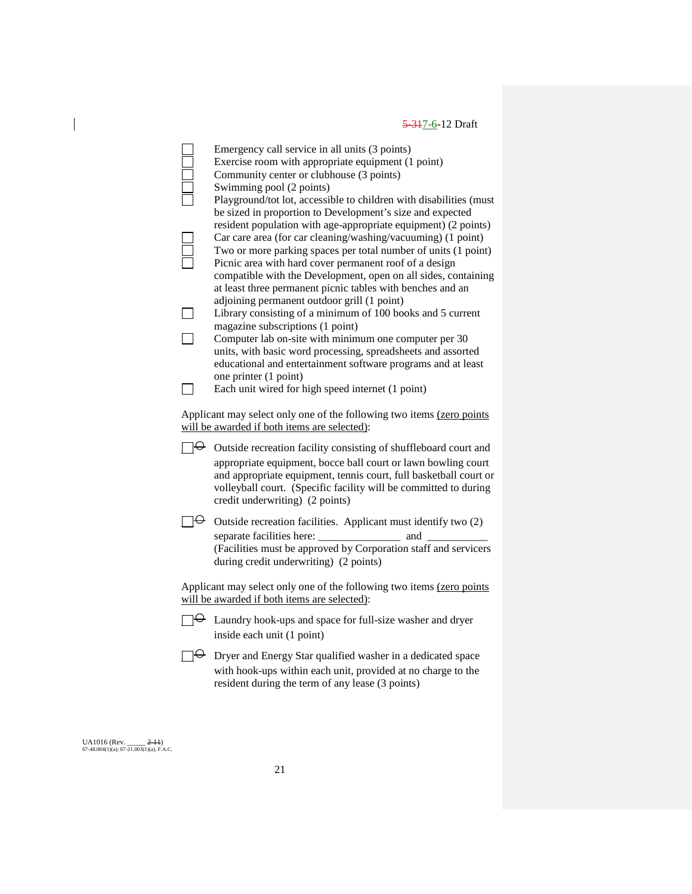- ☐ Emergency call service in all units (3 points)
- ☐ Exercise room with appropriate equipment (1 point)
- ☐ Community center or clubhouse (3 points)
- ☐ Swimming pool (2 points)
- ☐ Playground/tot lot, accessible to children with disabilities (must be sized in proportion to Development's size and expected resident population with age-appropriate equipment) (2 points)
- ☐ Car care area (for car cleaning/washing/vacuuming) (1 point)
- ☐ Two or more parking spaces per total number of units (1 point)
- ☐ Picnic area with hard cover permanent roof of a design compatible with the Development, open on all sides, containing at least three permanent picnic tables with benches and an adjoining permanent outdoor grill (1 point)
- ☐ Library consisting of a minimum of 100 books and 5 current magazine subscriptions (1 point)
- ☐ Computer lab on-site with minimum one computer per 30 units, with basic word processing, spreadsheets and assorted educational and entertainment software programs and at least one printer (1 point)
- ☐ Each unit wired for high speed internet (1 point)

Applicant may select only one of the following two items (zero points will be awarded if both items are selected):

- ☐ Outside recreation facility consisting of shuffleboard court and appropriate equipment, bocce ball court or lawn bowling court and appropriate equipment, tennis court, full basketball court or volleyball court. (Specific facility will be committed to during credit underwriting) (2 points)
- ☐ Outside recreation facilities. Applicant must identify two (2) separate facilities here: _______________ and ___________ (Facilities must be approved by Corporation staff and servicers during credit underwriting) (2 points)

Applicant may select only one of the following two items (zero points will be awarded if both items are selected):

- ☐ Laundry hook-ups and space for full-size washer and dryer inside each unit (1 point)
- ☐ Dryer and Energy Star qualified washer in a dedicated space with hook-ups within each unit, provided at no charge to the resident during the term of any lease (3 points)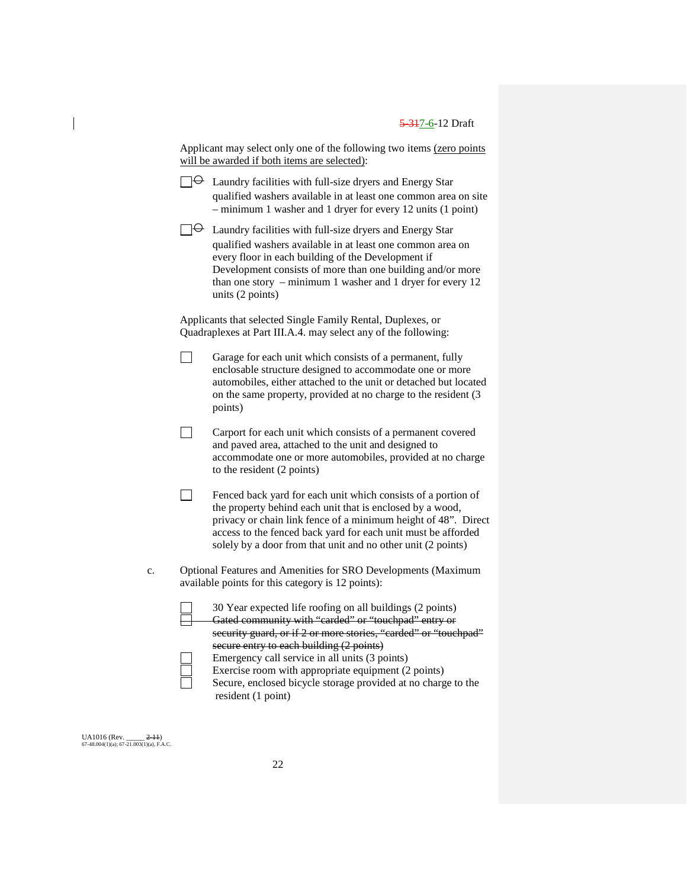Applicant may select only one of the following two items (zero points will be awarded if both items are selected):

- ☐ Laundry facilities with full-size dryers and Energy Star qualified washers available in at least one common area on site – minimum 1 washer and 1 dryer for every 12 units (1 point)
- ☐ Laundry facilities with full-size dryers and Energy Star qualified washers available in at least one common area on every floor in each building of the Development if Development consists of more than one building and/or more than one story – minimum 1 washer and 1 dryer for every 12 units (2 points)

Applicants that selected Single Family Rental, Duplexes, or Quadraplexes at Part III.A.4. may select any of the following:

- ☐ Garage for each unit which consists of a permanent, fully enclosable structure designed to accommodate one or more automobiles, either attached to the unit or detached but located on the same property, provided at no charge to the resident (3 points)
- ☐ Carport for each unit which consists of a permanent covered and paved area, attached to the unit and designed to accommodate one or more automobiles, provided at no charge to the resident (2 points)
- ☐ Fenced back yard for each unit which consists of a portion of the property behind each unit that is enclosed by a wood, privacy or chain link fence of a minimum height of 48”. Direct access to the fenced back yard for each unit must be afforded solely by a door from that unit and no other unit (2 points)

c. Optional Features and Amenities for SRO Developments (Maximum available points for this category is 12 points):

- ☐ 30 Year expected life roofing on all buildings (2 points)
- ☐ ~~Gated community with “carded” or “touchpad” entry or security guard, or if 2 or more stories, “carded” or “touchpad” secure entry to each building (2 points)~~
- ☐ Emergency call service in all units (3 points)
- ☐ Exercise room with appropriate equipment (2 points)
- ☐ Secure, enclosed bicycle storage provided at no charge to the resident (1 point)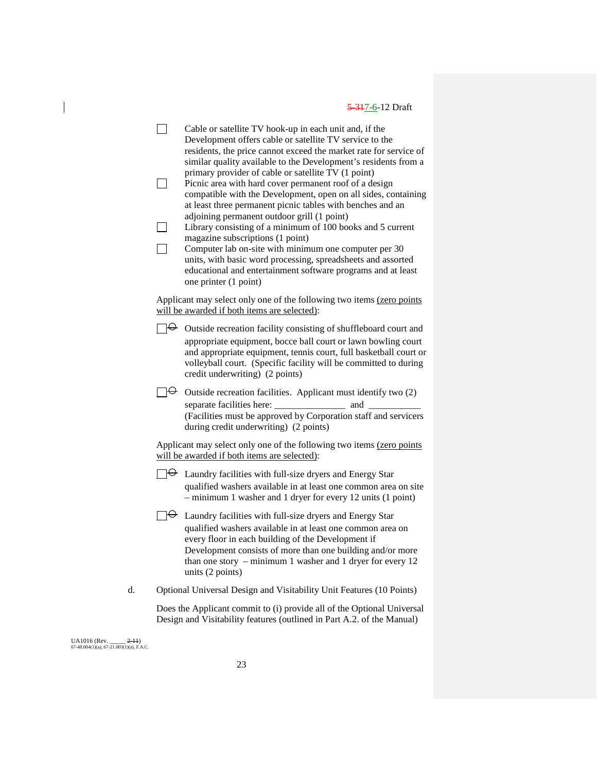- ☐ Cable or satellite TV hook-up in each unit and, if the Development offers cable or satellite TV service to the residents, the price cannot exceed the market rate for service of similar quality available to the Development's residents from a primary provider of cable or satellite TV (1 point)
- ☐ Picnic area with hard cover permanent roof of a design compatible with the Development, open on all sides, containing at least three permanent picnic tables with benches and an adjoining permanent outdoor grill (1 point)
- ☐ Library consisting of a minimum of 100 books and 5 current magazine subscriptions (1 point)
- ☐ Computer lab on-site with minimum one computer per 30 units, with basic word processing, spreadsheets and assorted educational and entertainment software programs and at least one printer (1 point)

Applicant may select only one of the following two items (zero points will be awarded if both items are selected):

- ☐ ~~⊖~~ Outside recreation facility consisting of shuffleboard court and appropriate equipment, bocce ball court or lawn bowling court and appropriate equipment, tennis court, full basketball court or volleyball court. (Specific facility will be committed to during credit underwriting) (2 points)

- ☐ ~~⊖~~ Outside recreation facilities. Applicant must identify two (2) separate facilities here: _______________ and ___________ (Facilities must be approved by Corporation staff and servicers during credit underwriting) (2 points)

Applicant may select only one of the following two items (zero points will be awarded if both items are selected):

- ☐ ~~⊖~~ Laundry facilities with full-size dryers and Energy Star qualified washers available in at least one common area on site – minimum 1 washer and 1 dryer for every 12 units (1 point)

- ☐ ~~⊖~~ Laundry facilities with full-size dryers and Energy Star qualified washers available in at least one common area on every floor in each building of the Development if Development consists of more than one building and/or more than one story – minimum 1 washer and 1 dryer for every 12 units (2 points)

d. Optional Universal Design and Visitability Unit Features (10 Points)

Does the Applicant commit to (i) provide all of the Optional Universal Design and Visitability features (outlined in Part A.2. of the Manual)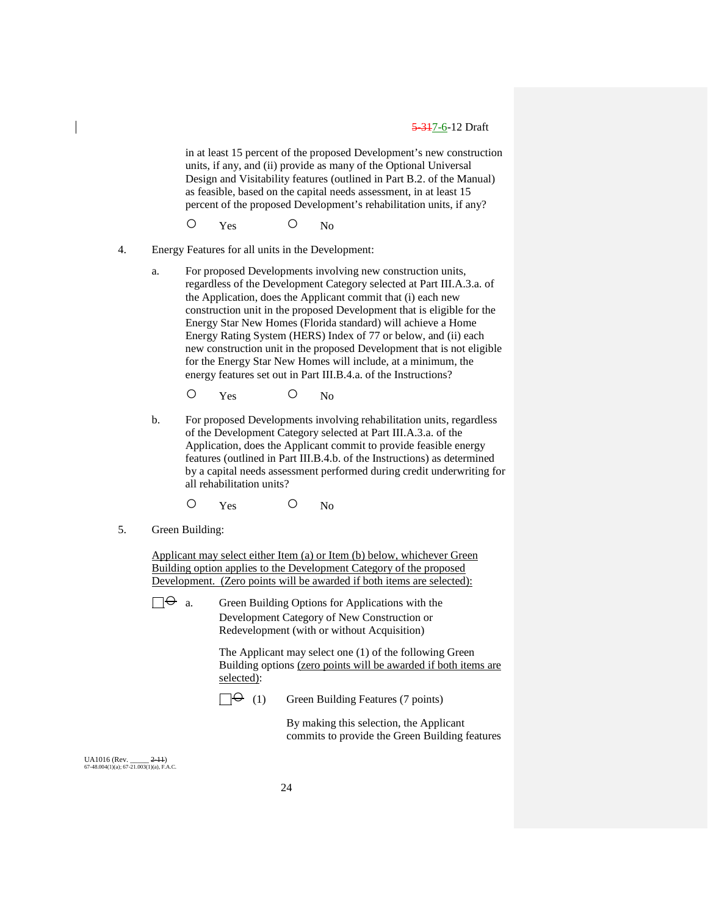in at least 15 percent of the proposed Development's new construction units, if any, and (ii) provide as many of the Optional Universal Design and Visitability features (outlined in Part B.2. of the Manual) as feasible, based on the capital needs assessment, in at least 15 percent of the proposed Development's rehabilitation units, if any?

○ Yes ○ No

4. Energy Features for all units in the Development:

   a. For proposed Developments involving new construction units, regardless of the Development Category selected at Part III.A.3.a. of the Application, does the Applicant commit that (i) each new construction unit in the proposed Development that is eligible for the Energy Star New Homes (Florida standard) will achieve a Home Energy Rating System (HERS) Index of 77 or below, and (ii) each new construction unit in the proposed Development that is not eligible for the Energy Star New Homes will include, at a minimum, the energy features set out in Part III.B.4.a. of the Instructions?

   ○ Yes ○ No

   b. For proposed Developments involving rehabilitation units, regardless of the Development Category selected at Part III.A.3.a. of the Application, does the Applicant commit to provide feasible energy features (outlined in Part III.B.4.b. of the Instructions) as determined by a capital needs assessment performed during credit underwriting for all rehabilitation units?

   ○ Yes ○ No

5. Green Building:

   Applicant may select either Item (a) or Item (b) below, whichever Green Building option applies to the Development Category of the proposed Development. (Zero points will be awarded if both items are selected):

   ☐ a. Green Building Options for Applications with the Development Category of New Construction or Redevelopment (with or without Acquisition)

   The Applicant may select one (1) of the following Green Building options (zero points will be awarded if both items are selected):

   ☐ (1) Green Building Features (7 points)

   By making this selection, the Applicant commits to provide the Green Building features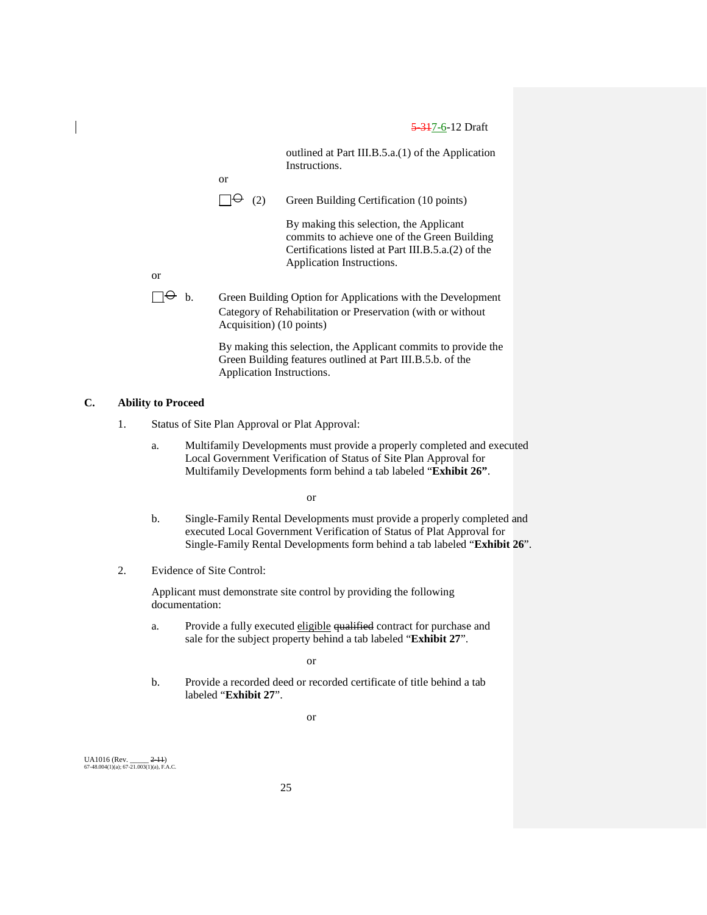outlined at Part III.B.5.a.(1) of the Application Instructions.

or

☐ (2) Green Building Certification (10 points)

By making this selection, the Applicant commits to achieve one of the Green Building Certifications listed at Part III.B.5.a.(2) of the Application Instructions.

or

☐ b. Green Building Option for Applications with the Development Category of Rehabilitation or Preservation (with or without Acquisition) (10 points)

By making this selection, the Applicant commits to provide the Green Building features outlined at Part III.B.5.b. of the Application Instructions.

## C. Ability to Proceed

1. Status of Site Plan Approval or Plat Approval:

   a. Multifamily Developments must provide a properly completed and executed Local Government Verification of Status of Site Plan Approval for Multifamily Developments form behind a tab labeled "**Exhibit 26"**.

   or

   b. Single-Family Rental Developments must provide a properly completed and executed Local Government Verification of Status of Plat Approval for Single-Family Rental Developments form behind a tab labeled "**Exhibit 26**".

2. Evidence of Site Control:

   Applicant must demonstrate site control by providing the following documentation:

   a. Provide a fully executed eligible ~~qualified~~ contract for purchase and sale for the subject property behind a tab labeled "**Exhibit 27**".

   or

   b. Provide a recorded deed or recorded certificate of title behind a tab labeled "**Exhibit 27**".

   or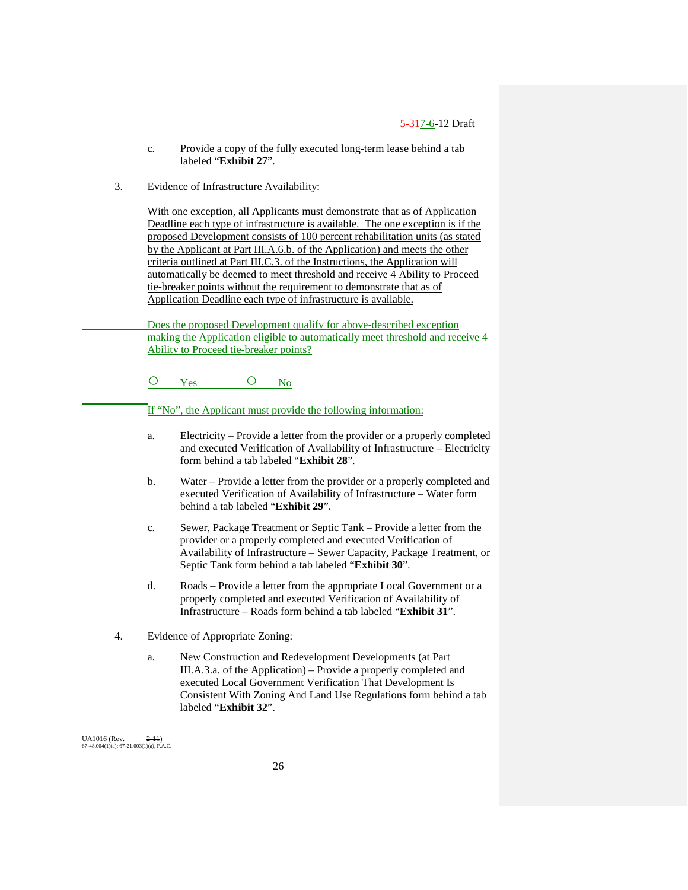c. Provide a copy of the fully executed long-term lease behind a tab labeled "**Exhibit 27**".

3. Evidence of Infrastructure Availability:

   With one exception, all Applicants must demonstrate that as of Application Deadline each type of infrastructure is available. The one exception is if the proposed Development consists of 100 percent rehabilitation units (as stated by the Applicant at Part III.A.6.b. of the Application) and meets the other criteria outlined at Part III.C.3. of the Instructions, the Application will automatically be deemed to meet threshold and receive 4 Ability to Proceed tie-breaker points without the requirement to demonstrate that as of Application Deadline each type of infrastructure is available.

   Does the proposed Development qualify for above-described exception making the Application eligible to automatically meet threshold and receive 4 Ability to Proceed tie-breaker points?

   ○ Yes ○ No

   If "No", the Applicant must provide the following information:

   a. Electricity – Provide a letter from the provider or a properly completed and executed Verification of Availability of Infrastructure – Electricity form behind a tab labeled "**Exhibit 28**".

   b. Water – Provide a letter from the provider or a properly completed and executed Verification of Availability of Infrastructure – Water form behind a tab labeled "**Exhibit 29**".

   c. Sewer, Package Treatment or Septic Tank – Provide a letter from the provider or a properly completed and executed Verification of Availability of Infrastructure – Sewer Capacity, Package Treatment, or Septic Tank form behind a tab labeled "**Exhibit 30**".

   d. Roads – Provide a letter from the appropriate Local Government or a properly completed and executed Verification of Availability of Infrastructure – Roads form behind a tab labeled "**Exhibit 31**".

4. Evidence of Appropriate Zoning:

   a. New Construction and Redevelopment Developments (at Part III.A.3.a. of the Application) – Provide a properly completed and executed Local Government Verification That Development Is Consistent With Zoning And Land Use Regulations form behind a tab labeled "**Exhibit 32**".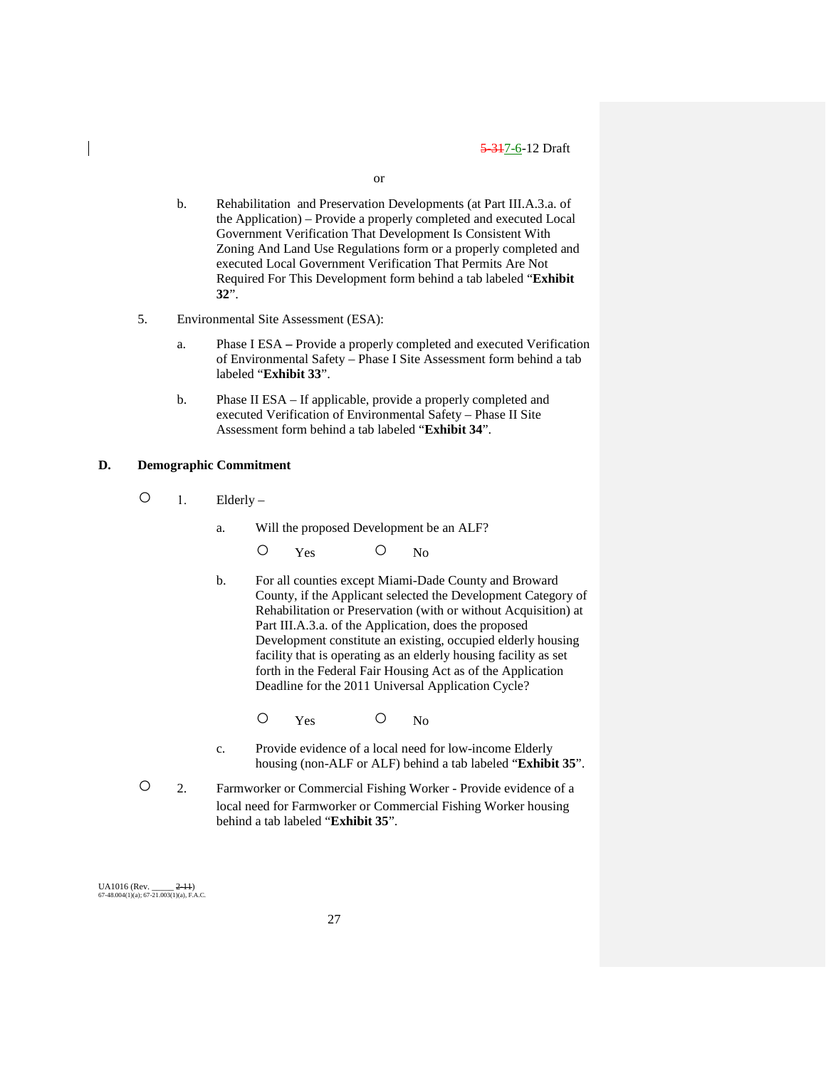or

b. Rehabilitation and Preservation Developments (at Part III.A.3.a. of the Application) – Provide a properly completed and executed Local Government Verification That Development Is Consistent With Zoning And Land Use Regulations form or a properly completed and executed Local Government Verification That Permits Are Not Required For This Development form behind a tab labeled "**Exhibit 32**".

5. Environmental Site Assessment (ESA):

   a. Phase I ESA **–** Provide a properly completed and executed Verification of Environmental Safety – Phase I Site Assessment form behind a tab labeled "**Exhibit 33**".

   b. Phase II ESA – If applicable, provide a properly completed and executed Verification of Environmental Safety – Phase II Site Assessment form behind a tab labeled "**Exhibit 34**".

**D. Demographic Commitment**

○ 1. Elderly –

   a. Will the proposed Development be an ALF?

      ○ Yes ○ No

   b. For all counties except Miami-Dade County and Broward County, if the Applicant selected the Development Category of Rehabilitation or Preservation (with or without Acquisition) at Part III.A.3.a. of the Application, does the proposed Development constitute an existing, occupied elderly housing facility that is operating as an elderly housing facility as set forth in the Federal Fair Housing Act as of the Application Deadline for the 2011 Universal Application Cycle?

      ○ Yes ○ No

   c. Provide evidence of a local need for low-income Elderly housing (non-ALF or ALF) behind a tab labeled "**Exhibit 35**".

○ 2. Farmworker or Commercial Fishing Worker - Provide evidence of a local need for Farmworker or Commercial Fishing Worker housing behind a tab labeled "**Exhibit 35**".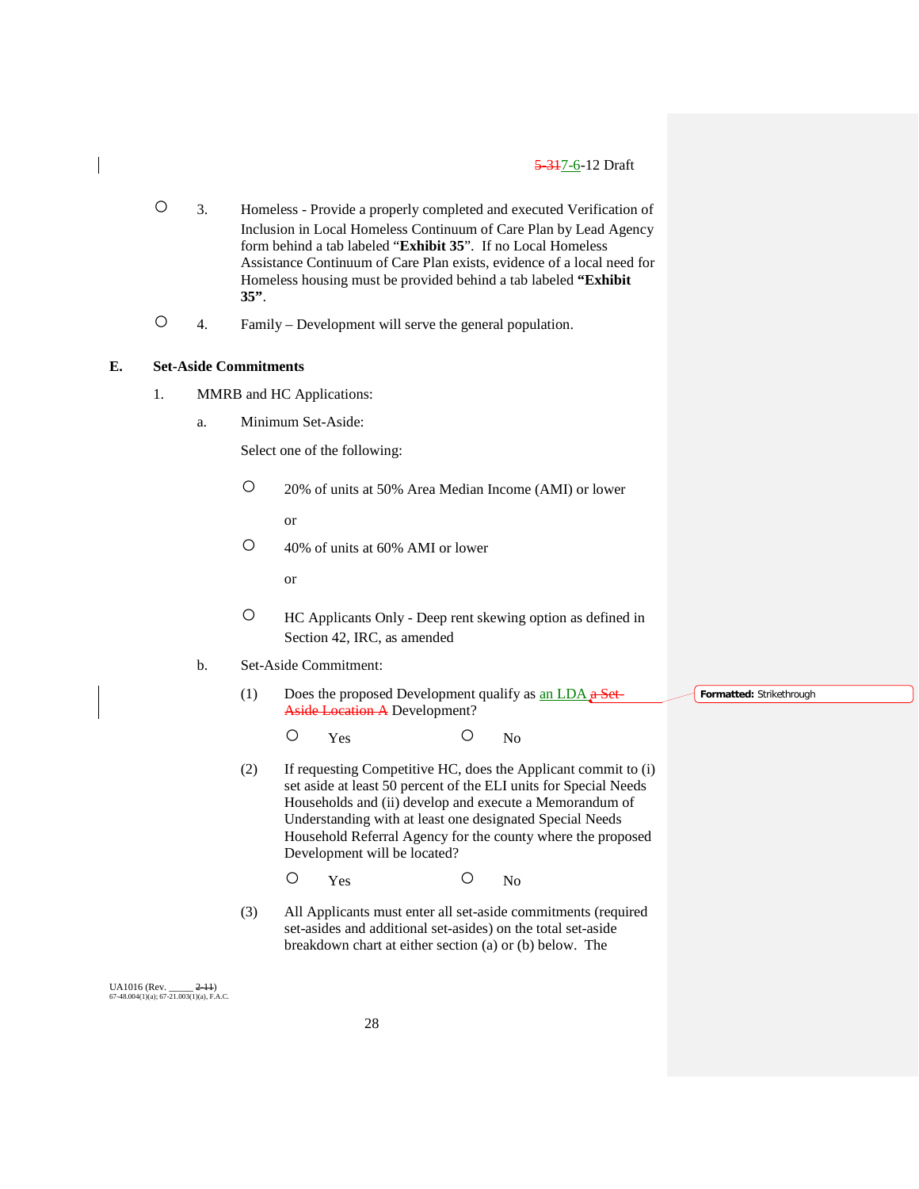○ 3. Homeless - Provide a properly completed and executed Verification of Inclusion in Local Homeless Continuum of Care Plan by Lead Agency form behind a tab labeled "**Exhibit 35**". If no Local Homeless Assistance Continuum of Care Plan exists, evidence of a local need for Homeless housing must be provided behind a tab labeled **"Exhibit 35"**.

○ 4. Family – Development will serve the general population.

**E. Set-Aside Commitments**

1. MMRB and HC Applications:

a. Minimum Set-Aside:

Select one of the following:

○ 20% of units at 50% Area Median Income (AMI) or lower

or

○ 40% of units at 60% AMI or lower

or

○ HC Applicants Only - Deep rent skewing option as defined in Section 42, IRC, as amended

b. Set-Aside Commitment:

(1) Does the proposed Development qualify as an LDA ~~a Set-Aside Location A~~ Development?

○ Yes ○ No

(2) If requesting Competitive HC, does the Applicant commit to (i) set aside at least 50 percent of the ELI units for Special Needs Households and (ii) develop and execute a Memorandum of Understanding with at least one designated Special Needs Household Referral Agency for the county where the proposed Development will be located?

○ Yes ○ No

(3) All Applicants must enter all set-aside commitments (required set-asides and additional set-asides) on the total set-aside breakdown chart at either section (a) or (b) below. The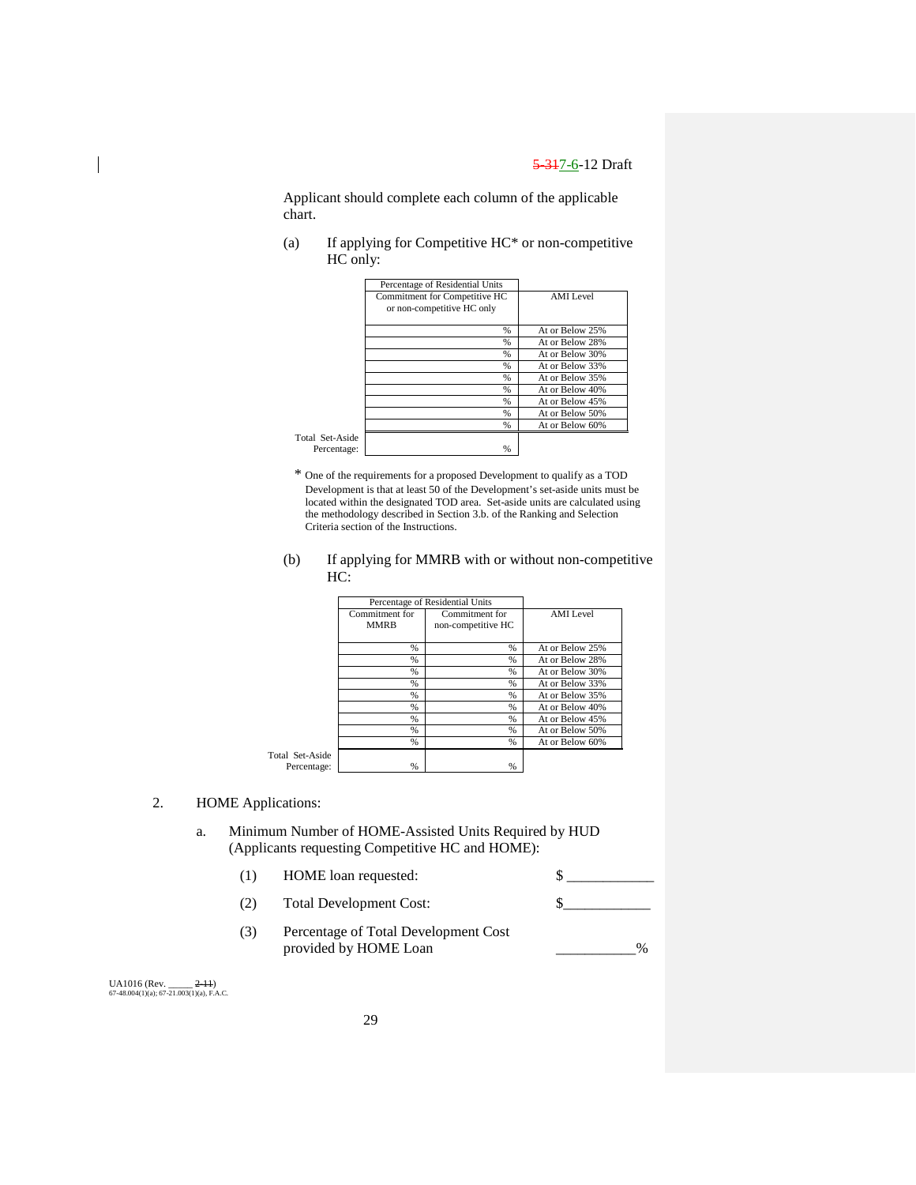Applicant should complete each column of the applicable chart.

(a) If applying for Competitive HC* or non-competitive HC only:

| Percentage of Residential Units Commitment for Competitive HC or non-competitive HC only | AMI Level |
|---|---|
| % | At or Below 25% |
| % | At or Below 28% |
| % | At or Below 30% |
| % | At or Below 33% |
| % | At or Below 35% |
| % | At or Below 40% |
| % | At or Below 45% |
| % | At or Below 50% |
| % | At or Below 60% |
| Total Set-Aside Percentage: % | |

\* One of the requirements for a proposed Development to qualify as a TOD Development is that at least 50 of the Development's set-aside units must be located within the designated TOD area. Set-aside units are calculated using the methodology described in Section 3.b. of the Ranking and Selection Criteria section of the Instructions.

(b) If applying for MMRB with or without non-competitive HC:

| Percentage of Residential Units | | |
|---|---|---|
| Commitment for MMRB | Commitment for non-competitive HC | AMI Level |
| % | % | At or Below 25% |
| % | % | At or Below 28% |
| % | % | At or Below 30% |
| % | % | At or Below 33% |
| % | % | At or Below 35% |
| % | % | At or Below 40% |
| % | % | At or Below 45% |
| % | % | At or Below 50% |
| % | % | At or Below 60% |
| Total Set-Aside Percentage: % | % | |

2. HOME Applications:

a. Minimum Number of HOME-Assisted Units Required by HUD (Applicants requesting Competitive HC and HOME):

(1) HOME loan requested: $ ____________

(2) Total Development Cost: $____________

(3) Percentage of Total Development Cost provided by HOME Loan ___________%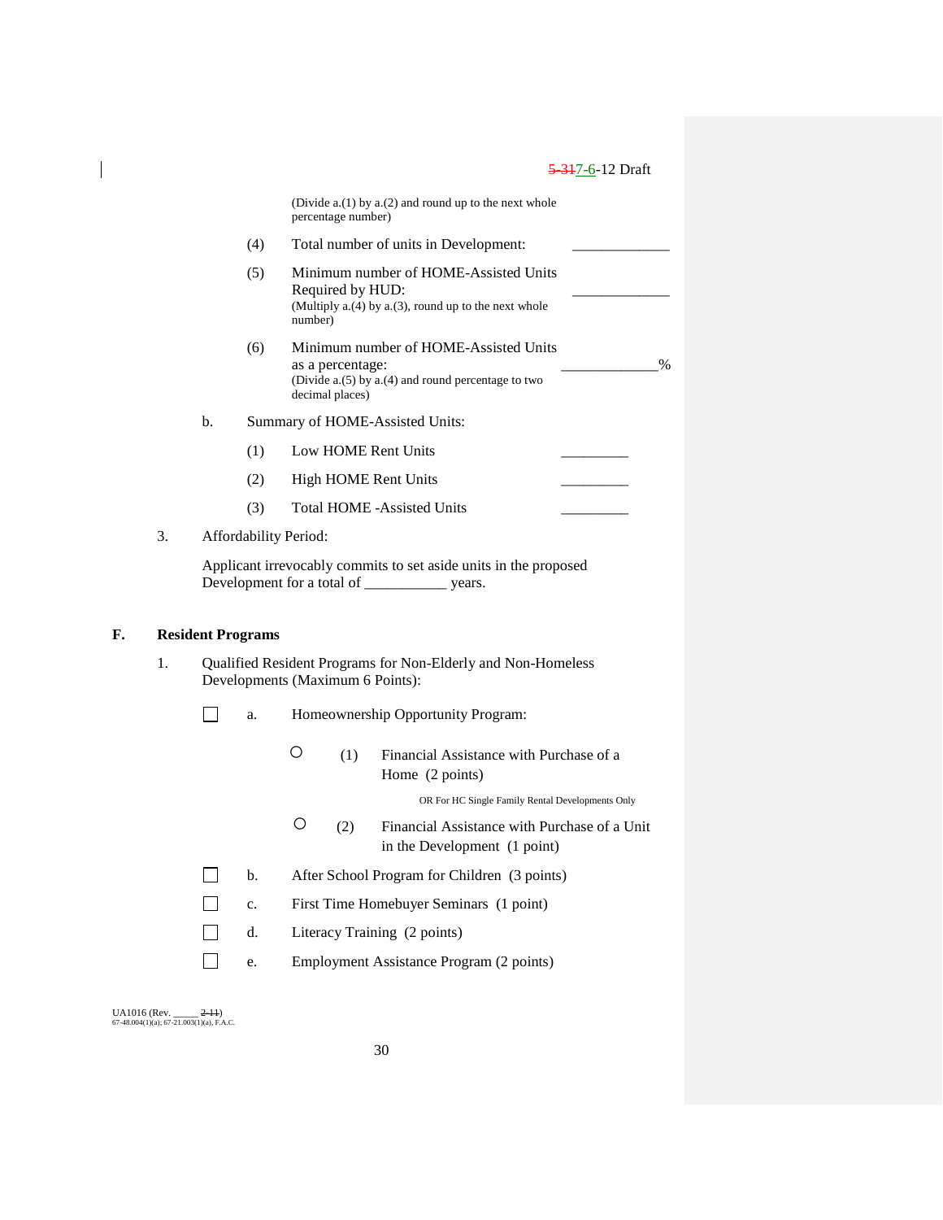(Divide a.(1) by a.(2) and round up to the next whole percentage number)

(4) Total number of units in Development: _____________

(5) Minimum number of HOME-Assisted Units Required by HUD: _____________
(Multiply a.(4) by a.(3), round up to the next whole number)

(6) Minimum number of HOME-Assisted Units as a percentage: _____________%
(Divide a.(5) by a.(4) and round percentage to two decimal places)

b. Summary of HOME-Assisted Units:

(1) Low HOME Rent Units _________

(2) High HOME Rent Units _________

(3) Total HOME -Assisted Units _________

3. Affordability Period:

Applicant irrevocably commits to set aside units in the proposed Development for a total of ___________ years.

**F. Resident Programs**

1. Qualified Resident Programs for Non-Elderly and Non-Homeless Developments (Maximum 6 Points):

☐ a. Homeownership Opportunity Program:

○ (1) Financial Assistance with Purchase of a Home (2 points)

OR For HC Single Family Rental Developments Only

○ (2) Financial Assistance with Purchase of a Unit in the Development (1 point)

☐ b. After School Program for Children (3 points)

☐ c. First Time Homebuyer Seminars (1 point)

☐ d. Literacy Training (2 points)

☐ e. Employment Assistance Program (2 points)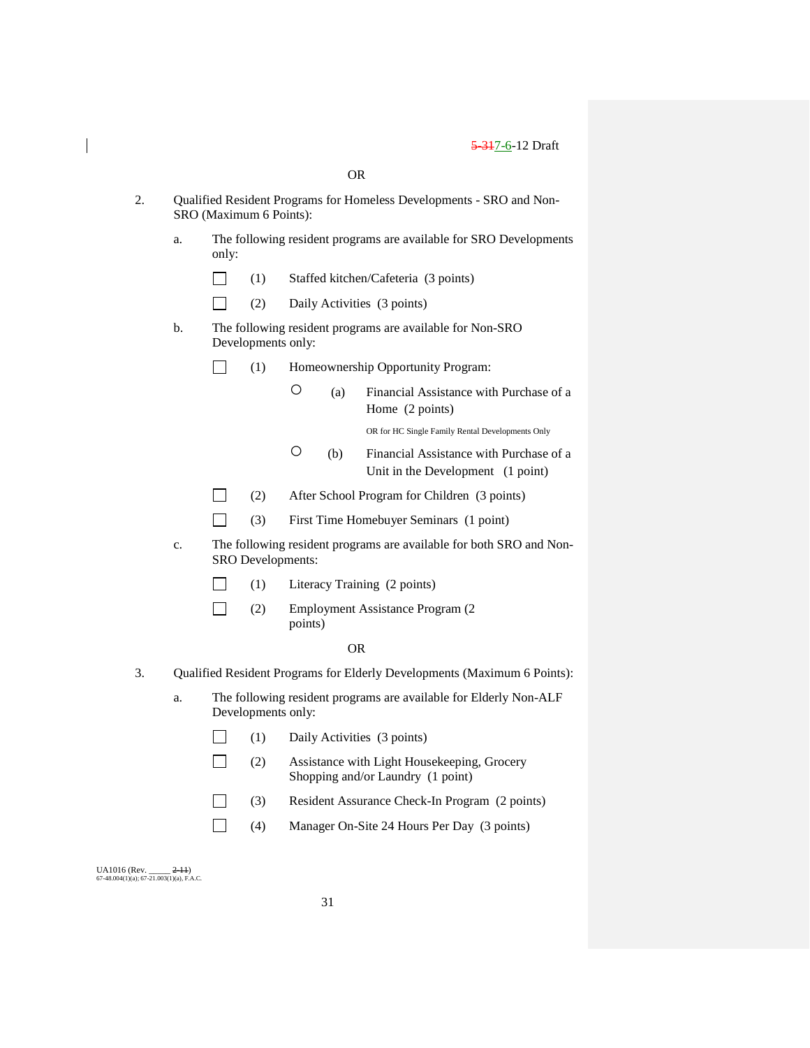OR

2. Qualified Resident Programs for Homeless Developments - SRO and Non-SRO (Maximum 6 Points):

   a. The following resident programs are available for SRO Developments only:

      ☐ (1) Staffed kitchen/Cafeteria (3 points)

      ☐ (2) Daily Activities (3 points)

   b. The following resident programs are available for Non-SRO Developments only:

      ☐ (1) Homeownership Opportunity Program:

         ○ (a) Financial Assistance with Purchase of a Home (2 points)

         OR for HC Single Family Rental Developments Only

         ○ (b) Financial Assistance with Purchase of a Unit in the Development (1 point)

      ☐ (2) After School Program for Children (3 points)

      ☐ (3) First Time Homebuyer Seminars (1 point)

   c. The following resident programs are available for both SRO and Non-SRO Developments:

      ☐ (1) Literacy Training (2 points)

      ☐ (2) Employment Assistance Program (2 points)

OR

3. Qualified Resident Programs for Elderly Developments (Maximum 6 Points):

   a. The following resident programs are available for Elderly Non-ALF Developments only:

      ☐ (1) Daily Activities (3 points)

      ☐ (2) Assistance with Light Housekeeping, Grocery Shopping and/or Laundry (1 point)

      ☐ (3) Resident Assurance Check-In Program (2 points)

      ☐ (4) Manager On-Site 24 Hours Per Day (3 points)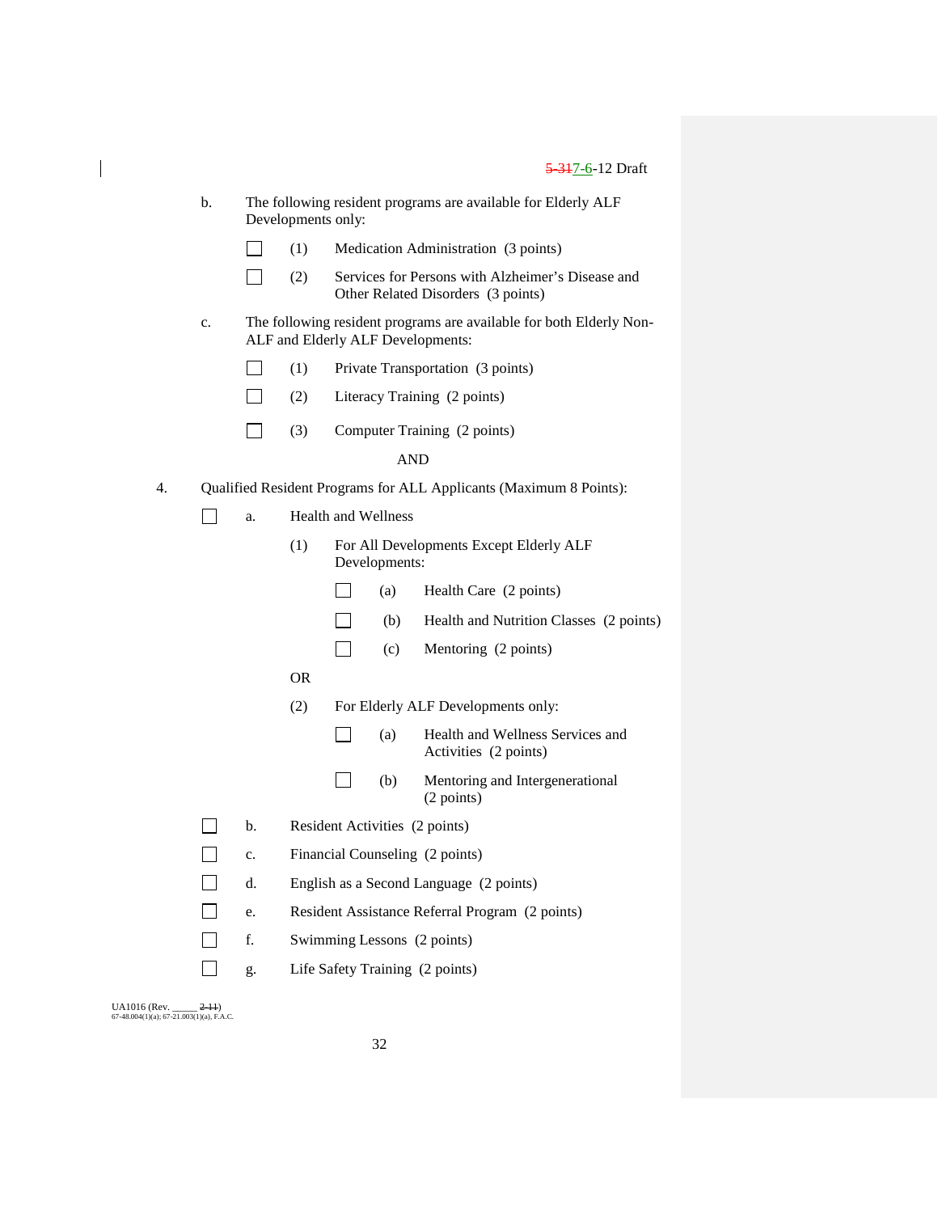b. The following resident programs are available for Elderly ALF Developments only:

- ☐ (1) Medication Administration (3 points)
- ☐ (2) Services for Persons with Alzheimer's Disease and Other Related Disorders (3 points)

c. The following resident programs are available for both Elderly Non-ALF and Elderly ALF Developments:

- ☐ (1) Private Transportation (3 points)
- ☐ (2) Literacy Training (2 points)
- ☐ (3) Computer Training (2 points)

AND

4. Qualified Resident Programs for ALL Applicants (Maximum 8 Points):

☐ a. Health and Wellness

(1) For All Developments Except Elderly ALF Developments:

- ☐ (a) Health Care (2 points)
- ☐ (b) Health and Nutrition Classes (2 points)
- ☐ (c) Mentoring (2 points)

OR

(2) For Elderly ALF Developments only:

- ☐ (a) Health and Wellness Services and Activities (2 points)
- ☐ (b) Mentoring and Intergenerational (2 points)

☐ b. Resident Activities (2 points)

☐ c. Financial Counseling (2 points)

☐ d. English as a Second Language (2 points)

☐ e. Resident Assistance Referral Program (2 points)

☐ f. Swimming Lessons (2 points)

☐ g. Life Safety Training (2 points)

UA1016 (Rev. _____ ~~2-11~~)
67-48.004(1)(a); 67-21.003(1)(a), F.A.C.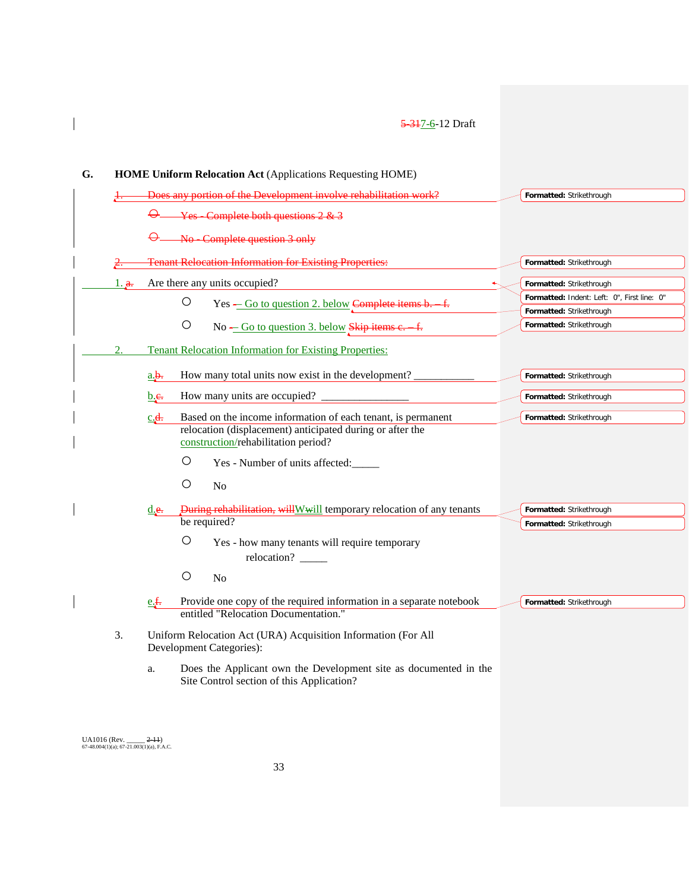5-317-6-12 Draft

**G. HOME Uniform Relocation Act** (Applications Requesting HOME)

~~1. Does any portion of the Development involve rehabilitation work?~~

~~○ Yes - Complete both questions 2 & 3~~

~~○ No - Complete question 3 only~~

~~2. Tenant Relocation Information for Existing Properties:~~

1. ~~a.~~ Are there any units occupied?

   ○ Yes – Go to question 2. below ~~Complete items b. – f.~~

   ○ No – Go to question 3. below ~~Skip items c. – f.~~

2. Tenant Relocation Information for Existing Properties:

   a.~~b.~~ How many total units now exist in the development? ___________

   b.~~c.~~ How many units are occupied? ________________

   c.~~d.~~ Based on the income information of each tenant, is permanent relocation (displacement) anticipated during or after the construction/rehabilitation period?

   ○ Yes - Number of units affected:_____

   ○ No

   d.~~e.~~ ~~During rehabilitation, will~~Will temporary relocation of any tenants be required?

   ○ Yes - how many tenants will require temporary relocation? _____

   ○ No

   e.~~f.~~ Provide one copy of the required information in a separate notebook entitled "Relocation Documentation."

3. Uniform Relocation Act (URA) Acquisition Information (For All Development Categories):

   a. Does the Applicant own the Development site as documented in the Site Control section of this Application?

UA1016 (Rev. _____ ~~2-11~~)
67-48.004(1)(a); 67-21.003(1)(a), F.A.C.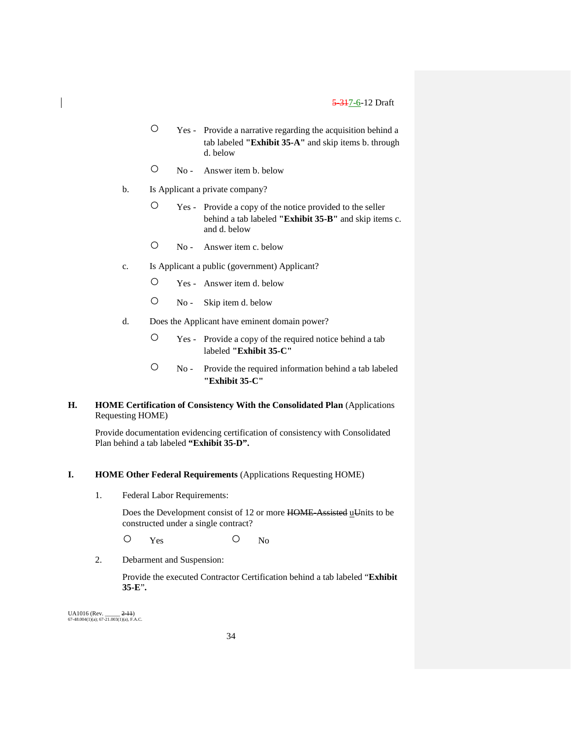- ○ Yes - Provide a narrative regarding the acquisition behind a tab labeled **"Exhibit 35-A"** and skip items b. through d. below
- ○ No - Answer item b. below

b. Is Applicant a private company?

- ○ Yes - Provide a copy of the notice provided to the seller behind a tab labeled **"Exhibit 35-B"** and skip items c. and d. below
- ○ No - Answer item c. below

c. Is Applicant a public (government) Applicant?

- ○ Yes - Answer item d. below
- ○ No - Skip item d. below

d. Does the Applicant have eminent domain power?

- ○ Yes - Provide a copy of the required notice behind a tab labeled **"Exhibit 35-C"**
- ○ No - Provide the required information behind a tab labeled **"Exhibit 35-C"**

**H. HOME Certification of Consistency With the Consolidated Plan** (Applications Requesting HOME)

Provide documentation evidencing certification of consistency with Consolidated Plan behind a tab labeled **"Exhibit 35-D".**

**I. HOME Other Federal Requirements** (Applications Requesting HOME)

1. Federal Labor Requirements:

   Does the Development consist of 12 or more ~~HOME-Assisted~~ u~~U~~nits to be constructed under a single contract?

   ○ Yes ○ No

2. Debarment and Suspension:

   Provide the executed Contractor Certification behind a tab labeled "**Exhibit 35-E**".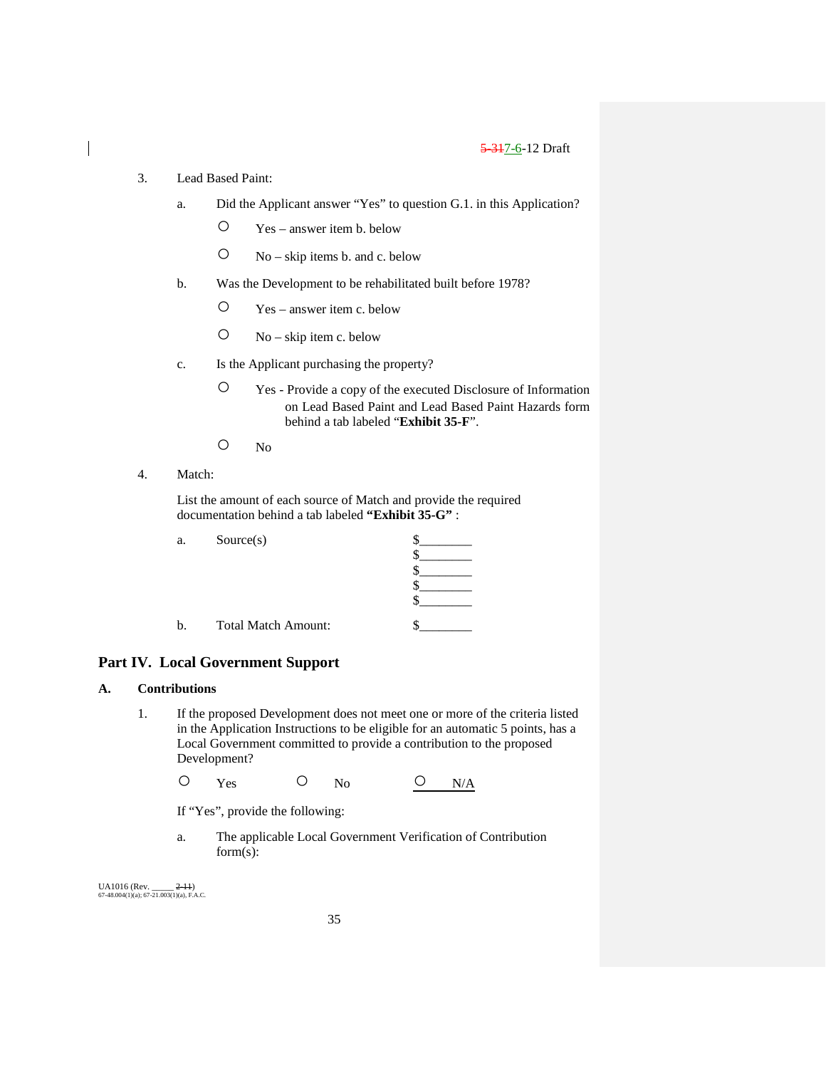3. Lead Based Paint:

   a. Did the Applicant answer "Yes" to question G.1. in this Application?

      ○ Yes – answer item b. below

      ○ No – skip items b. and c. below

   b. Was the Development to be rehabilitated built before 1978?

      ○ Yes – answer item c. below

      ○ No – skip item c. below

   c. Is the Applicant purchasing the property?

      ○ Yes - Provide a copy of the executed Disclosure of Information on Lead Based Paint and Lead Based Paint Hazards form behind a tab labeled "**Exhibit 35-F**".

      ○ No

4. Match:

   List the amount of each source of Match and provide the required documentation behind a tab labeled **"Exhibit 35-G"** :

   a. Source(s) $________
      $________
      $________
      $________
      $________

   b. Total Match Amount: $________

## Part IV. Local Government Support

### A. Contributions

1. If the proposed Development does not meet one or more of the criteria listed in the Application Instructions to be eligible for an automatic 5 points, has a Local Government committed to provide a contribution to the proposed Development?

   ○ Yes ○ No ○ N/A

   If "Yes", provide the following:

   a. The applicable Local Government Verification of Contribution form(s):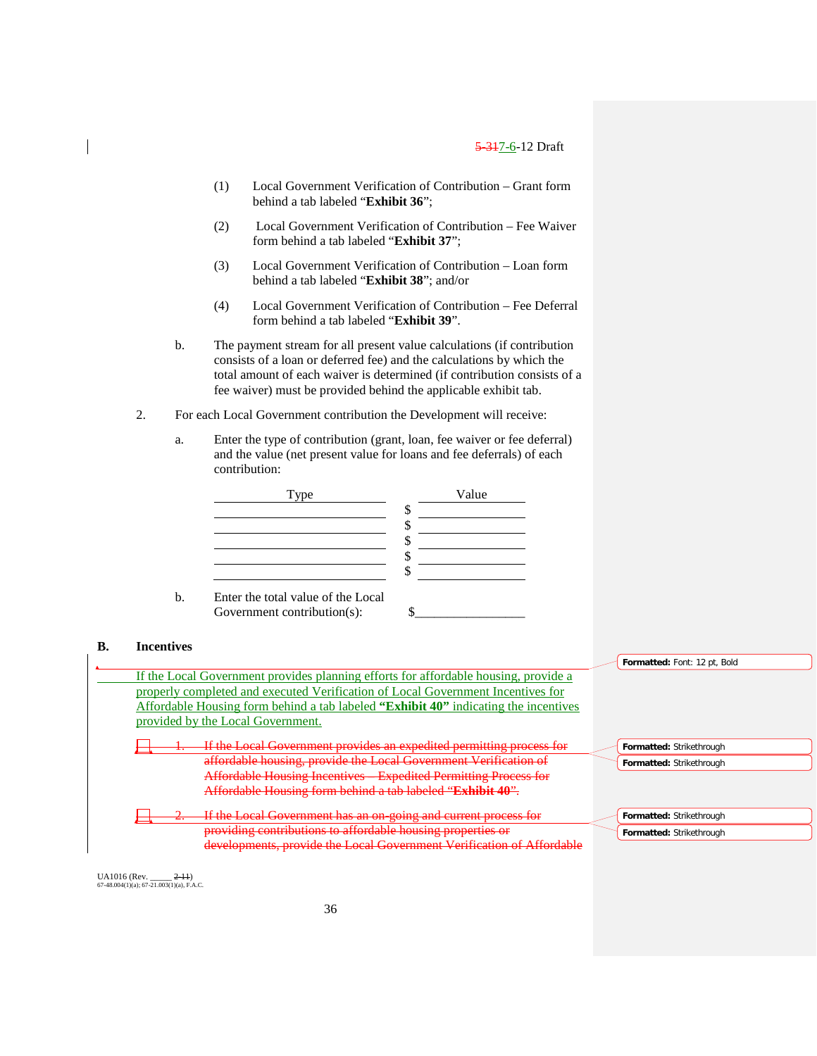(1) Local Government Verification of Contribution – Grant form behind a tab labeled "**Exhibit 36**";

(2) Local Government Verification of Contribution – Fee Waiver form behind a tab labeled "**Exhibit 37**";

(3) Local Government Verification of Contribution – Loan form behind a tab labeled "**Exhibit 38**"; and/or

(4) Local Government Verification of Contribution – Fee Deferral form behind a tab labeled "**Exhibit 39**".

b. The payment stream for all present value calculations (if contribution consists of a loan or deferred fee) and the calculations by which the total amount of each waiver is determined (if contribution consists of a fee waiver) must be provided behind the applicable exhibit tab.

2. For each Local Government contribution the Development will receive:

a. Enter the type of contribution (grant, loan, fee waiver or fee deferral) and the value (net present value for loans and fee deferrals) of each contribution:

| Type | Value |
|---|---|
| | $ |
| | $ |
| | $ |
| | $ |
| | $ |

b. Enter the total value of the Local Government contribution(s): $_______________

**B. Incentives**

If the Local Government provides planning efforts for affordable housing, provide a properly completed and executed Verification of Local Government Incentives for Affordable Housing form behind a tab labeled **"Exhibit 40"** indicating the incentives provided by the Local Government.

~~1. If the Local Government provides an expedited permitting process for affordable housing, provide the Local Government Verification of Affordable Housing Incentives – Expedited Permitting Process for Affordable Housing form behind a tab labeled "**Exhibit 40**".~~

~~2. If the Local Government has an on-going and current process for providing contributions to affordable housing properties or developments, provide the Local Government Verification of Affordable~~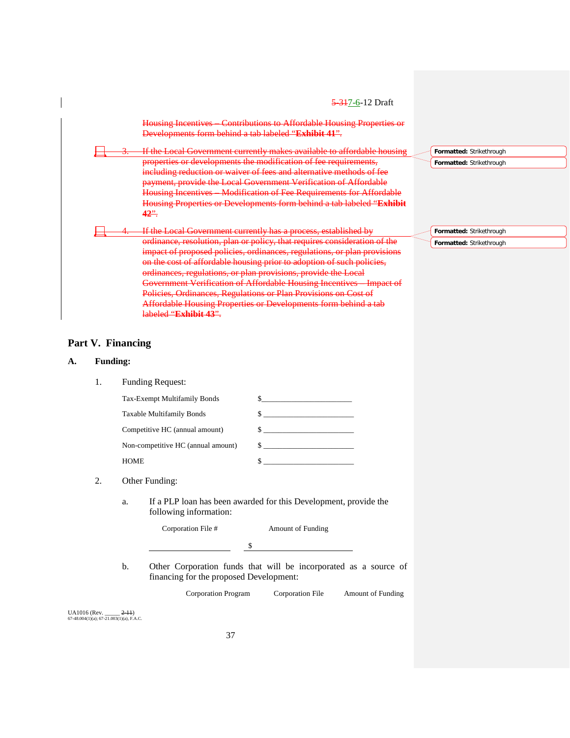~~Housing Incentives – Contributions to Affordable Housing Properties or Developments form behind a tab labeled "**Exhibit 41**".~~

~~3. If the Local Government currently makes available to affordable housing properties or developments the modification of fee requirements, including reduction or waiver of fees and alternative methods of fee payment, provide the Local Government Verification of Affordable Housing Incentives – Modification of Fee Requirements for Affordable Housing Properties or Developments form behind a tab labeled "**Exhibit 42**".~~

~~4. If the Local Government currently has a process, established by ordinance, resolution, plan or policy, that requires consideration of the impact of proposed policies, ordinances, regulations, or plan provisions on the cost of affordable housing prior to adoption of such policies, ordinances, regulations, or plan provisions, provide the Local Government Verification of Affordable Housing Incentives – Impact of Policies, Ordinances, Regulations or Plan Provisions on Cost of Affordable Housing Properties or Developments form behind a tab labeled "**Exhibit 43**".~~

## Part V. Financing

### A. Funding:

1. Funding Request:

| | |
|---|---|
| Tax-Exempt Multifamily Bonds | $______________________ |
| Taxable Multifamily Bonds | $ ______________________ |
| Competitive HC (annual amount) | $ ______________________ |
| Non-competitive HC (annual amount) | $ ______________________ |
| HOME | $ ______________________ |

2. Other Funding:

   a. If a PLP loan has been awarded for this Development, provide the following information:

| Corporation File # | Amount of Funding |
|---|---|
| ____________________ | $ ____________________ |

   b. Other Corporation funds that will be incorporated as a source of financing for the proposed Development:

| Corporation Program | Corporation File | Amount of Funding |
|---|---|---|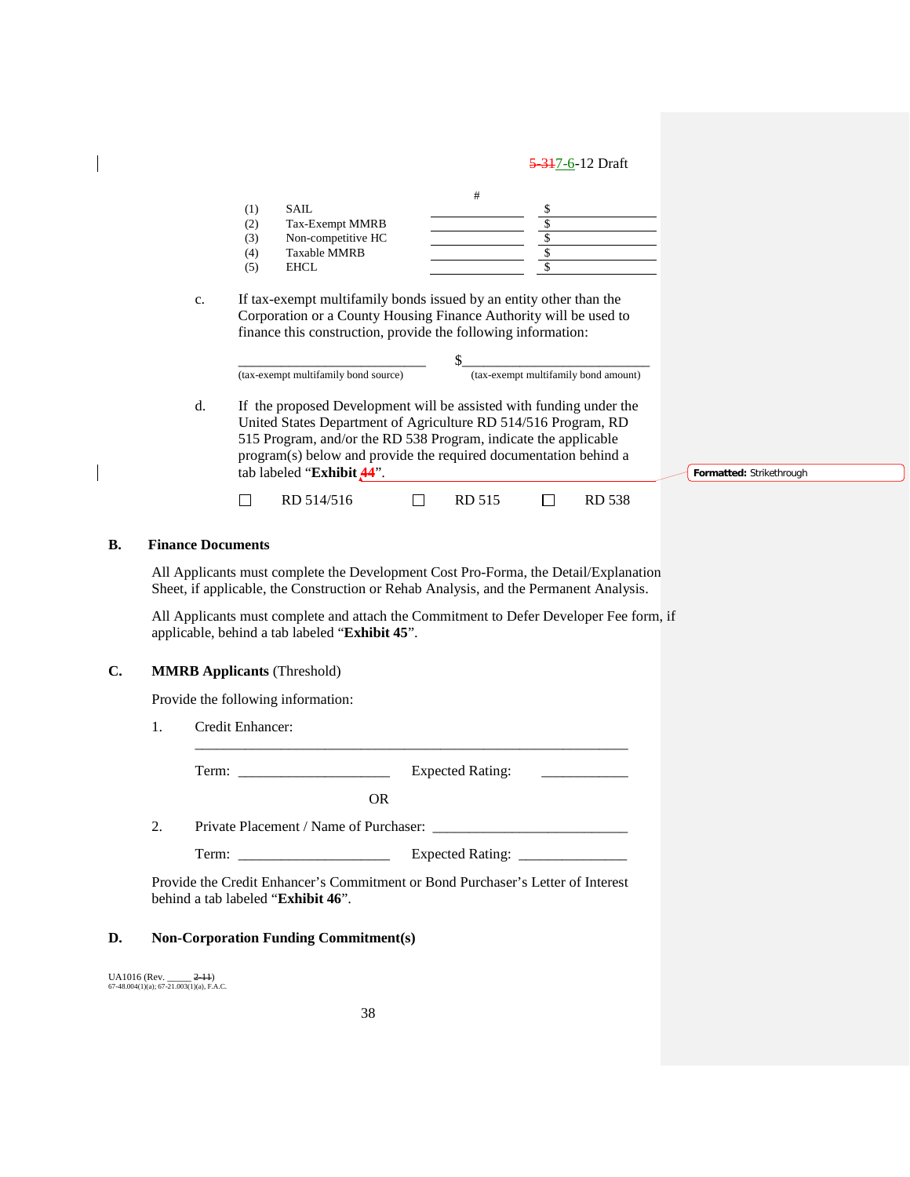| | | # | $ |
|---|---|---|---|
| (1) | SAIL | | $ |
| (2) | Tax-Exempt MMRB | | $ |
| (3) | Non-competitive HC | | $ |
| (4) | Taxable MMRB | | $ |
| (5) | EHCL | | $ |

c. If tax-exempt multifamily bonds issued by an entity other than the Corporation or a County Housing Finance Authority will be used to finance this construction, provide the following information:

______________________ $______________________
(tax-exempt multifamily bond source) (tax-exempt multifamily bond amount)

d. If the proposed Development will be assisted with funding under the United States Department of Agriculture RD 514/516 Program, RD 515 Program, and/or the RD 538 Program, indicate the applicable program(s) below and provide the required documentation behind a tab labeled "**Exhibit 44**".

☐ RD 514/516 ☐ RD 515 ☐ RD 538

**B. Finance Documents**

All Applicants must complete the Development Cost Pro-Forma, the Detail/Explanation Sheet, if applicable, the Construction or Rehab Analysis, and the Permanent Analysis.

All Applicants must complete and attach the Commitment to Defer Developer Fee form, if applicable, behind a tab labeled "**Exhibit 45**".

**C. MMRB Applicants** (Threshold)

Provide the following information:

1. Credit Enhancer: ______________________________________________

   Term: ____________________ Expected Rating: ___________

OR

2. Private Placement / Name of Purchaser: ________________________

   Term: ____________________ Expected Rating: ______________

Provide the Credit Enhancer's Commitment or Bond Purchaser's Letter of Interest behind a tab labeled "**Exhibit 46**".

**D. Non-Corporation Funding Commitment(s)**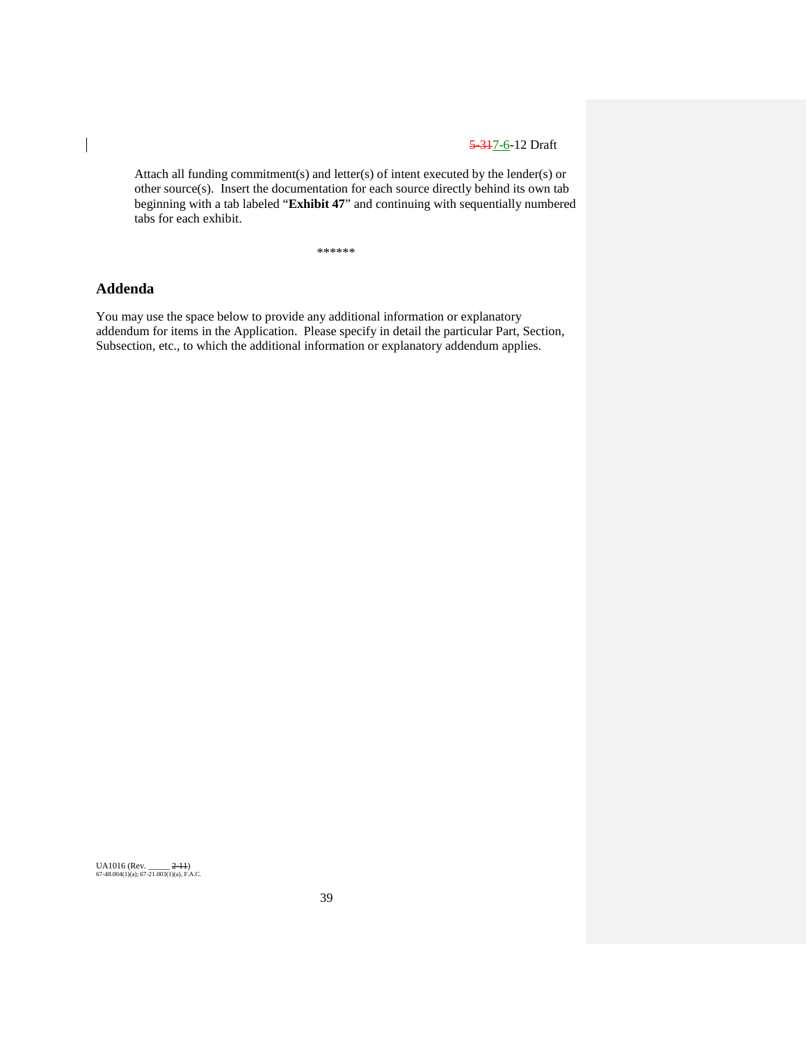Attach all funding commitment(s) and letter(s) of intent executed by the lender(s) or other source(s). Insert the documentation for each source directly behind its own tab beginning with a tab labeled "**Exhibit 47**" and continuing with sequentially numbered tabs for each exhibit.

******

## Addenda

You may use the space below to provide any additional information or explanatory addendum for items in the Application. Please specify in detail the particular Part, Section, Subsection, etc., to which the additional information or explanatory addendum applies.